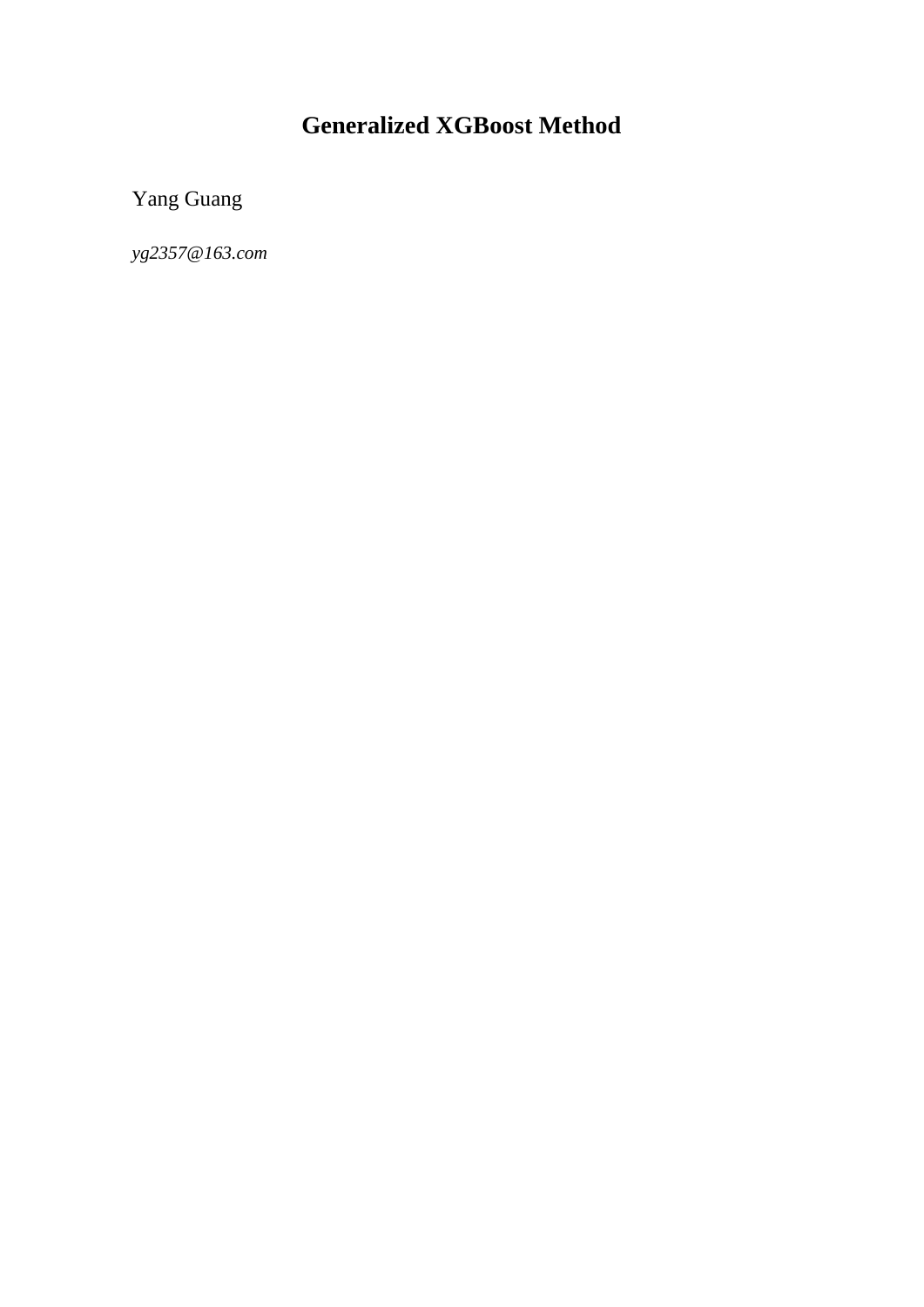# Generalized XGBoost Method

Yang Guang

*yg2357@163.com*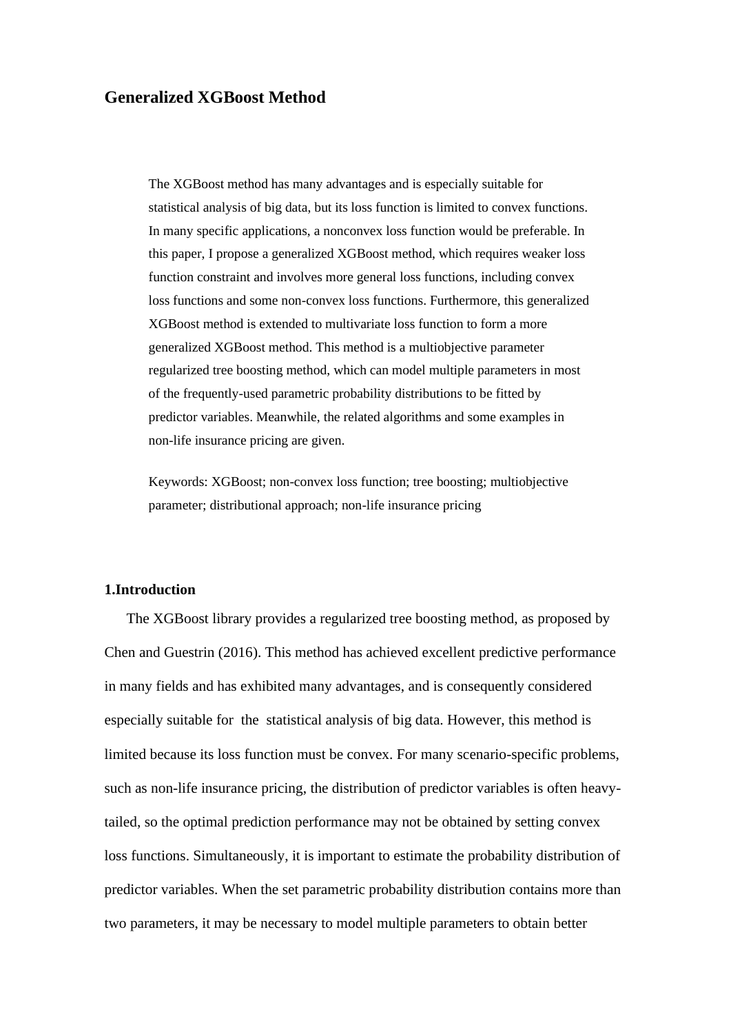# Generalized XGBoost Method

> The XGBoost method has many advantages and is especially suitable for statistical analysis of big data, but its loss function is limited to convex functions. In many specific applications, a nonconvex loss function would be preferable. In this paper, I propose a generalized XGBoost method, which requires weaker loss function constraint and involves more general loss functions, including convex loss functions and some non-convex loss functions. Furthermore, this generalized XGBoost method is extended to multivariate loss function to form a more generalized XGBoost method. This method is a multiobjective parameter regularized tree boosting method, which can model multiple parameters in most of the frequently-used parametric probability distributions to be fitted by predictor variables. Meanwhile, the related algorithms and some examples in non-life insurance pricing are given.
>
> Keywords: XGBoost; non-convex loss function; tree boosting; multiobjective parameter; distributional approach; non-life insurance pricing

## 1.Introduction

The XGBoost library provides a regularized tree boosting method, as proposed by Chen and Guestrin (2016). This method has achieved excellent predictive performance in many fields and has exhibited many advantages, and is consequently considered especially suitable for the statistical analysis of big data. However, this method is limited because its loss function must be convex. For many scenario-specific problems, such as non-life insurance pricing, the distribution of predictor variables is often heavy-tailed, so the optimal prediction performance may not be obtained by setting convex loss functions. Simultaneously, it is important to estimate the probability distribution of predictor variables. When the set parametric probability distribution contains more than two parameters, it may be necessary to model multiple parameters to obtain better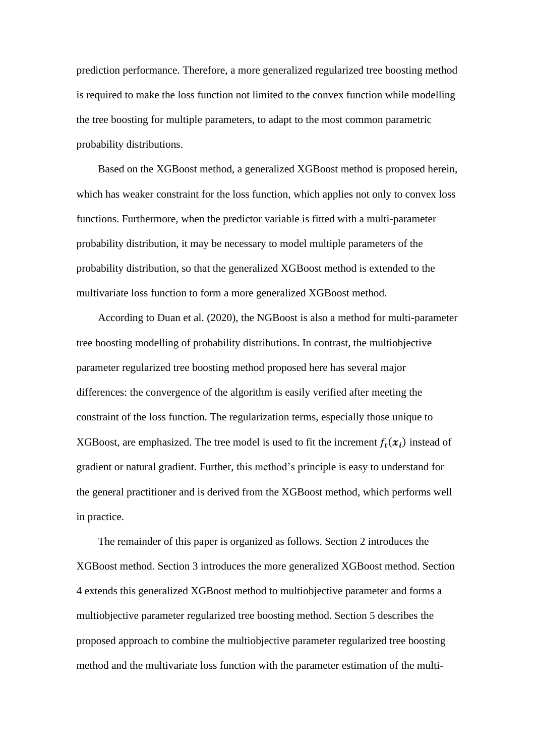prediction performance. Therefore, a more generalized regularized tree boosting method is required to make the loss function not limited to the convex function while modelling the tree boosting for multiple parameters, to adapt to the most common parametric probability distributions.

Based on the XGBoost method, a generalized XGBoost method is proposed herein, which has weaker constraint for the loss function, which applies not only to convex loss functions. Furthermore, when the predictor variable is fitted with a multi-parameter probability distribution, it may be necessary to model multiple parameters of the probability distribution, so that the generalized XGBoost method is extended to the multivariate loss function to form a more generalized XGBoost method.

According to Duan et al. (2020), the NGBoost is also a method for multi-parameter tree boosting modelling of probability distributions. In contrast, the multiobjective parameter regularized tree boosting method proposed here has several major differences: the convergence of the algorithm is easily verified after meeting the constraint of the loss function. The regularization terms, especially those unique to XGBoost, are emphasized. The tree model is used to fit the increment $f_t(\boldsymbol{x_i})$ instead of gradient or natural gradient. Further, this method's principle is easy to understand for the general practitioner and is derived from the XGBoost method, which performs well in practice.

The remainder of this paper is organized as follows. Section 2 introduces the XGBoost method. Section 3 introduces the more generalized XGBoost method. Section 4 extends this generalized XGBoost method to multiobjective parameter and forms a multiobjective parameter regularized tree boosting method. Section 5 describes the proposed approach to combine the multiobjective parameter regularized tree boosting method and the multivariate loss function with the parameter estimation of the multi-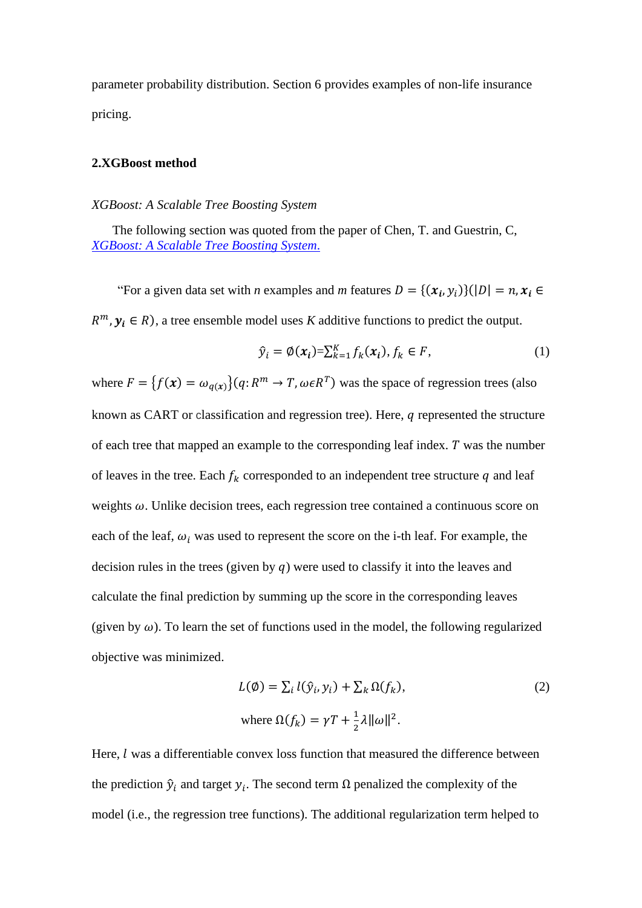parameter probability distribution. Section 6 provides examples of non-life insurance pricing.

## 2.XGBoost method

*XGBoost: A Scalable Tree Boosting System*

The following section was quoted from the paper of Chen, T. and Guestrin, C, *XGBoost: A Scalable Tree Boosting System.*

"For a given data set with *n* examples and *m* features $D = \{(\boldsymbol{x_i}, y_i)\}(|D| = n, \boldsymbol{x_i} \in R^m, \boldsymbol{y_i} \in R)$, a tree ensemble model uses *K* additive functions to predict the output.

$$\hat{y}_i = \emptyset(\boldsymbol{x_i}) = \sum_{k=1}^{K} f_k(\boldsymbol{x_i}),\ f_k \in F, \tag{1}$$

where $F = \{f(\boldsymbol{x}) = \omega_{q(x)}\}(q: R^m \rightarrow T, \omega \epsilon R^T)$ was the space of regression trees (also known as CART or classification and regression tree). Here, $q$ represented the structure of each tree that mapped an example to the corresponding leaf index. $T$ was the number of leaves in the tree. Each $f_k$ corresponded to an independent tree structure $q$ and leaf weights $\omega$. Unlike decision trees, each regression tree contained a continuous score on each of the leaf, $\omega_i$ was used to represent the score on the i-th leaf. For example, the decision rules in the trees (given by $q$) were used to classify it into the leaves and calculate the final prediction by summing up the score in the corresponding leaves (given by $\omega$). To learn the set of functions used in the model, the following regularized objective was minimized.

$$L(\emptyset) = \sum_i l(\hat{y}_i, y_i) + \sum_k \Omega(f_k), \tag{2}$$

$$\text{where } \Omega(f_k) = \gamma T + \frac{1}{2}\lambda \|\omega\|^2.$$

Here, $l$ was a differentiable convex loss function that measured the difference between the prediction $\hat{y}_i$ and target $y_i$. The second term $\Omega$ penalized the complexity of the model (i.e., the regression tree functions). The additional regularization term helped to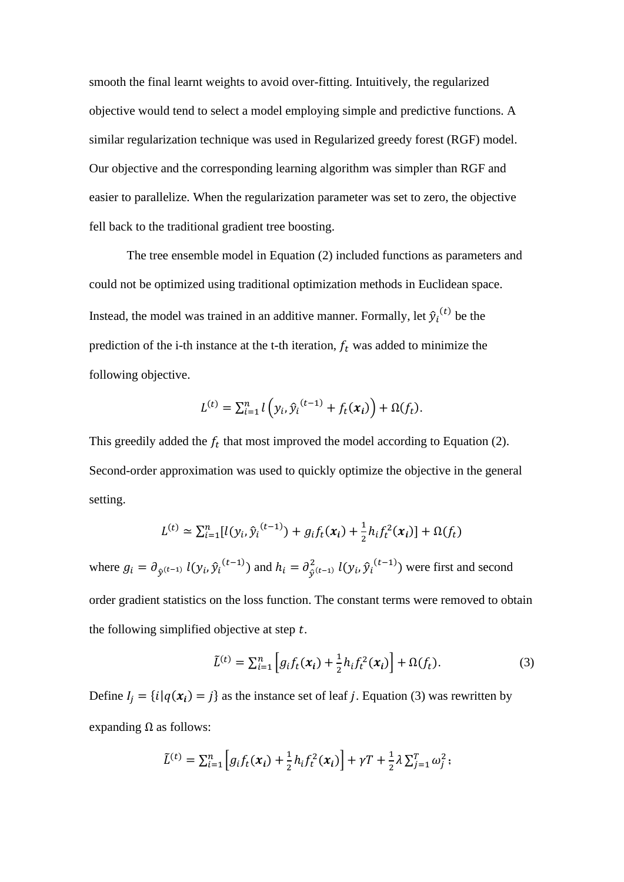smooth the final learnt weights to avoid over-fitting. Intuitively, the regularized objective would tend to select a model employing simple and predictive functions. A similar regularization technique was used in Regularized greedy forest (RGF) model. Our objective and the corresponding learning algorithm was simpler than RGF and easier to parallelize. When the regularization parameter was set to zero, the objective fell back to the traditional gradient tree boosting.

The tree ensemble model in Equation (2) included functions as parameters and could not be optimized using traditional optimization methods in Euclidean space. Instead, the model was trained in an additive manner. Formally, let ${\hat{y}_i}^{(t)}$ be the prediction of the i-th instance at the t-th iteration, $f_t$ was added to minimize the following objective.

$$L^{(t)} = \sum_{i=1}^{n} l\left(y_i, {\hat{y}_i}^{(t-1)} + f_t(\boldsymbol{x_i})\right) + \Omega(f_t).$$

This greedily added the $f_t$ that most improved the model according to Equation (2). Second-order approximation was used to quickly optimize the objective in the general setting.

$$L^{(t)} \simeq \sum_{i=1}^{n} [l(y_i, {\hat{y}_i}^{(t-1)}) + g_i f_t(\boldsymbol{x_i}) + \frac{1}{2} h_i f_t^2(\boldsymbol{x_i})] + \Omega(f_t)$$

where $g_i = \partial_{\hat{y}^{(t-1)}}\, l(y_i, {\hat{y}_i}^{(t-1)})$ and $h_i = \partial^2_{\hat{y}^{(t-1)}}\, l(y_i, {\hat{y}_i}^{(t-1)})$ were first and second order gradient statistics on the loss function. The constant terms were removed to obtain the following simplified objective at step $t$.

$$\tilde{L}^{(t)} = \sum_{i=1}^{n} \left[g_i f_t(\boldsymbol{x_i}) + \frac{1}{2} h_i f_t^2(\boldsymbol{x_i})\right] + \Omega(f_t). \qquad (3)$$

Define $I_j = \{i | q(\boldsymbol{x_i}) = j\}$ as the instance set of leaf $j$. Equation (3) was rewritten by expanding $\Omega$ as follows:

$$\tilde{L}^{(t)} = \sum_{i=1}^{n} \left[g_i f_t(\boldsymbol{x_i}) + \frac{1}{2} h_i f_t^2(\boldsymbol{x_i})\right] + \gamma T + \frac{1}{2} \lambda \sum_{j=1}^{T} \omega_j^2;$$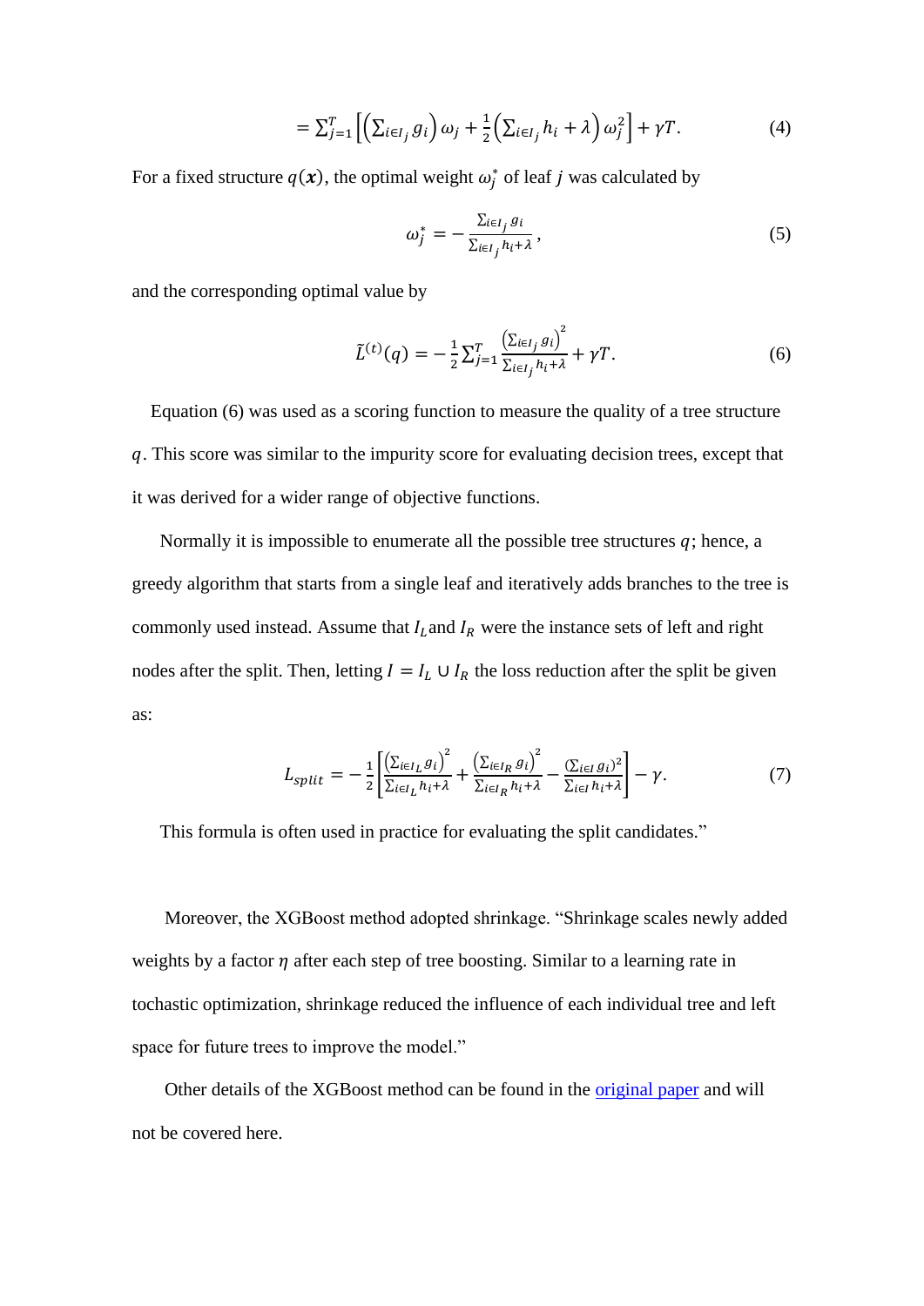$$= \sum_{j=1}^{T}\left[\left(\sum_{i\in I_j} g_i\right)\omega_j + \frac{1}{2}\left(\sum_{i\in I_j} h_i + \lambda\right)\omega_j^2\right] + \gamma T. \tag{4}$$

For a fixed structure $q(\boldsymbol{x})$, the optimal weight $\omega_j^*$ of leaf $j$ was calculated by

$$\omega_j^* = -\frac{\sum_{i\in I_j} g_i}{\sum_{i\in I_j} h_i + \lambda}, \tag{5}$$

and the corresponding optimal value by

$$\tilde{L}^{(t)}(q) = -\frac{1}{2}\sum_{j=1}^{T}\frac{\left(\sum_{i\in I_j} g_i\right)^2}{\sum_{i\in I_j} h_i + \lambda} + \gamma T. \tag{6}$$

Equation (6) was used as a scoring function to measure the quality of a tree structure $q$. This score was similar to the impurity score for evaluating decision trees, except that it was derived for a wider range of objective functions.

Normally it is impossible to enumerate all the possible tree structures $q$; hence, a greedy algorithm that starts from a single leaf and iteratively adds branches to the tree is commonly used instead. Assume that $I_L$ and $I_R$ were the instance sets of left and right nodes after the split. Then, letting $I = I_L \cup I_R$ the loss reduction after the split be given as:

$$L_{split} = -\frac{1}{2}\left[\frac{\left(\sum_{i\in I_L} g_i\right)^2}{\sum_{i\in I_L} h_i + \lambda} + \frac{\left(\sum_{i\in I_R} g_i\right)^2}{\sum_{i\in I_R} h_i + \lambda} - \frac{\left(\sum_{i\in I} g_i\right)^2}{\sum_{i\in I} h_i + \lambda}\right] - \gamma. \tag{7}$$

This formula is often used in practice for evaluating the split candidates."

Moreover, the XGBoost method adopted shrinkage. "Shrinkage scales newly added weights by a factor $\eta$ after each step of tree boosting. Similar to a learning rate in tochastic optimization, shrinkage reduced the influence of each individual tree and left space for future trees to improve the model."

Other details of the XGBoost method can be found in the original paper and will not be covered here.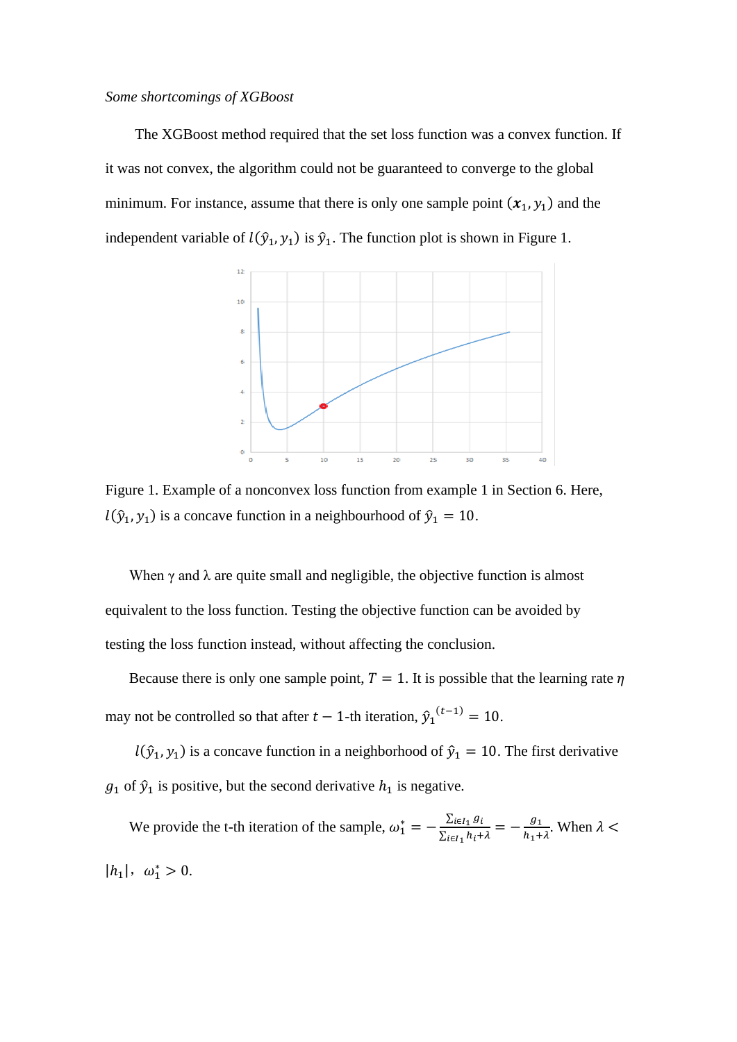*Some shortcomings of XGBoost*

The XGBoost method required that the set loss function was a convex function. If it was not convex, the algorithm could not be guaranteed to converge to the global minimum. For instance, assume that there is only one sample point $(\boldsymbol{x}_1, y_1)$ and the independent variable of $l(\hat{y}_1, y_1)$ is $\hat{y}_1$. The function plot is shown in Figure 1.

Figure 1. Example of a nonconvex loss function from example 1 in Section 6. Here, $l(\hat{y}_1, y_1)$ is a concave function in a neighbourhood of $\hat{y}_1 = 10$.

When γ and λ are quite small and negligible, the objective function is almost equivalent to the loss function. Testing the objective function can be avoided by testing the loss function instead, without affecting the conclusion.

Because there is only one sample point, $T = 1$. It is possible that the learning rate $\eta$ may not be controlled so that after $t-1$-th iteration, ${\hat{y}_1}^{(t-1)} = 10$.

$l(\hat{y}_1, y_1)$ is a concave function in a neighborhood of $\hat{y}_1 = 10$. The first derivative $g_1$ of $\hat{y}_1$ is positive, but the second derivative $h_1$ is negative.

We provide the t-th iteration of the sample, $\omega_1^* = -\frac{\sum_{i \in I_1} g_i}{\sum_{i \in I_1} h_i + \lambda} = -\frac{g_1}{h_1 + \lambda}$. When $\lambda < |h_1|$, $\omega_1^* > 0$.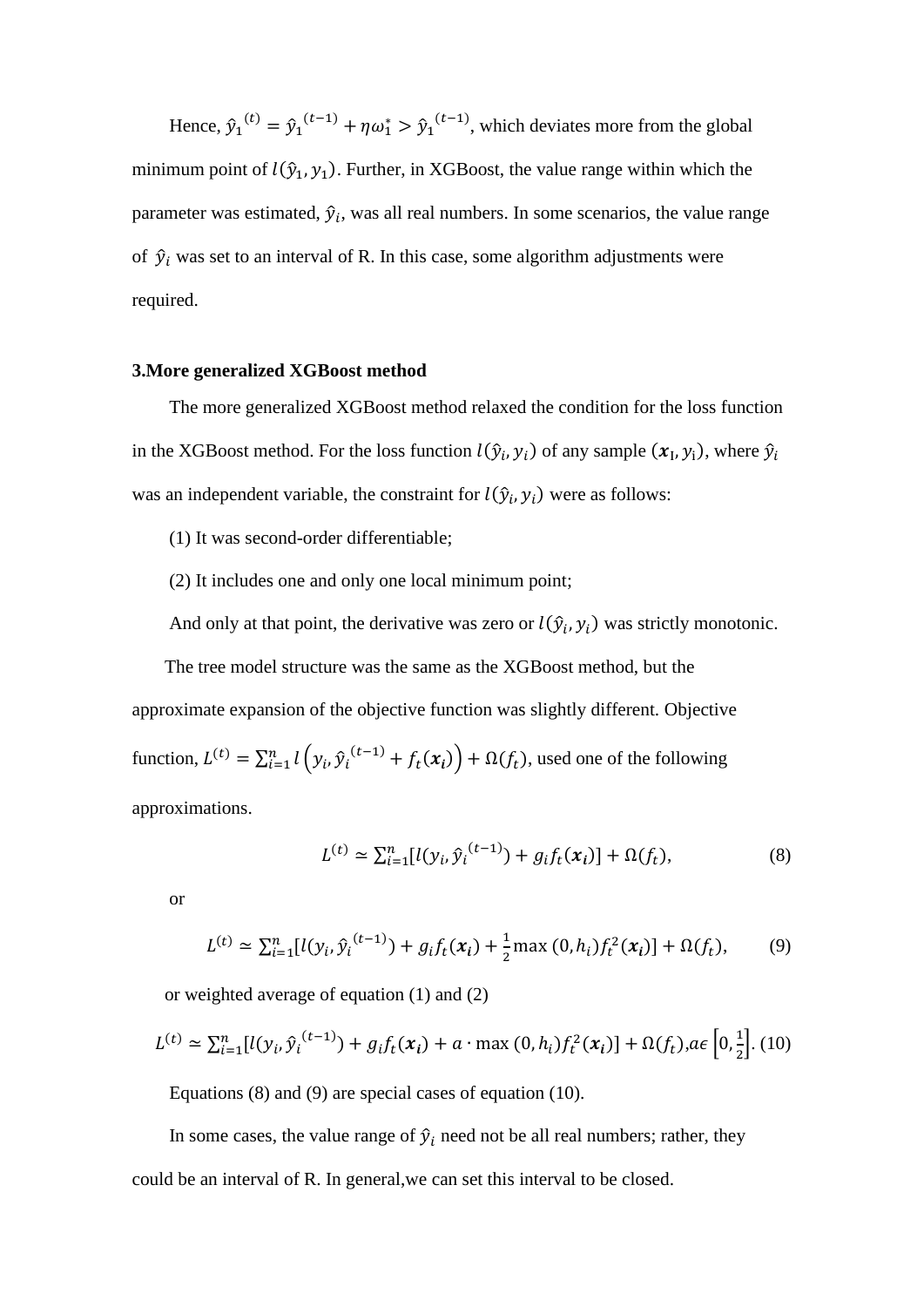Hence, $\hat{y}_1{}^{(t)} = \hat{y}_1{}^{(t-1)} + \eta\omega_1^* > \hat{y}_1{}^{(t-1)}$, which deviates more from the global minimum point of $l(\hat{y}_1, y_1)$. Further, in XGBoost, the value range within which the parameter was estimated, $\hat{y}_i$, was all real numbers. In some scenarios, the value range of $\hat{y}_i$ was set to an interval of R. In this case, some algorithm adjustments were required.

## 3.More generalized XGBoost method

The more generalized XGBoost method relaxed the condition for the loss function in the XGBoost method. For the loss function $l(\hat{y}_i, y_i)$ of any sample $(\boldsymbol{x}_\text{I}, y_\text{i})$, where $\hat{y}_i$ was an independent variable, the constraint for $l(\hat{y}_i, y_i)$ were as follows:

(1) It was second-order differentiable;

(2) It includes one and only one local minimum point;

And only at that point, the derivative was zero or $l(\hat{y}_i, y_i)$ was strictly monotonic.

The tree model structure was the same as the XGBoost method, but the approximate expansion of the objective function was slightly different. Objective function, $L^{(t)} = \sum_{i=1}^{n} l\left(y_i, \hat{y}_i{}^{(t-1)} + f_t(\boldsymbol{x_i})\right) + \Omega(f_t)$, used one of the following approximations.

$$L^{(t)} \simeq \sum_{i=1}^{n} [l(y_i, \hat{y}_i{}^{(t-1)}) + g_i f_t(\boldsymbol{x_i})] + \Omega(f_t), \tag{8}$$

or

$$L^{(t)} \simeq \sum_{i=1}^{n} [l(y_i, \hat{y}_i{}^{(t-1)}) + g_i f_t(\boldsymbol{x_i}) + \frac{1}{2} \max(0, h_i) f_t^2(\boldsymbol{x_i})] + \Omega(f_t), \tag{9}$$

or weighted average of equation (1) and (2)

$$L^{(t)} \simeq \sum_{i=1}^{n} [l(y_i, \hat{y}_i{}^{(t-1)}) + g_i f_t(\boldsymbol{x_i}) + a \cdot \max(0, h_i) f_t^2(\boldsymbol{x_i})] + \Omega(f_t), a \epsilon \left[0, \frac{1}{2}\right]. \tag{10}$$

Equations (8) and (9) are special cases of equation (10).

In some cases, the value range of $\hat{y}_i$ need not be all real numbers; rather, they could be an interval of R. In general,we can set this interval to be closed.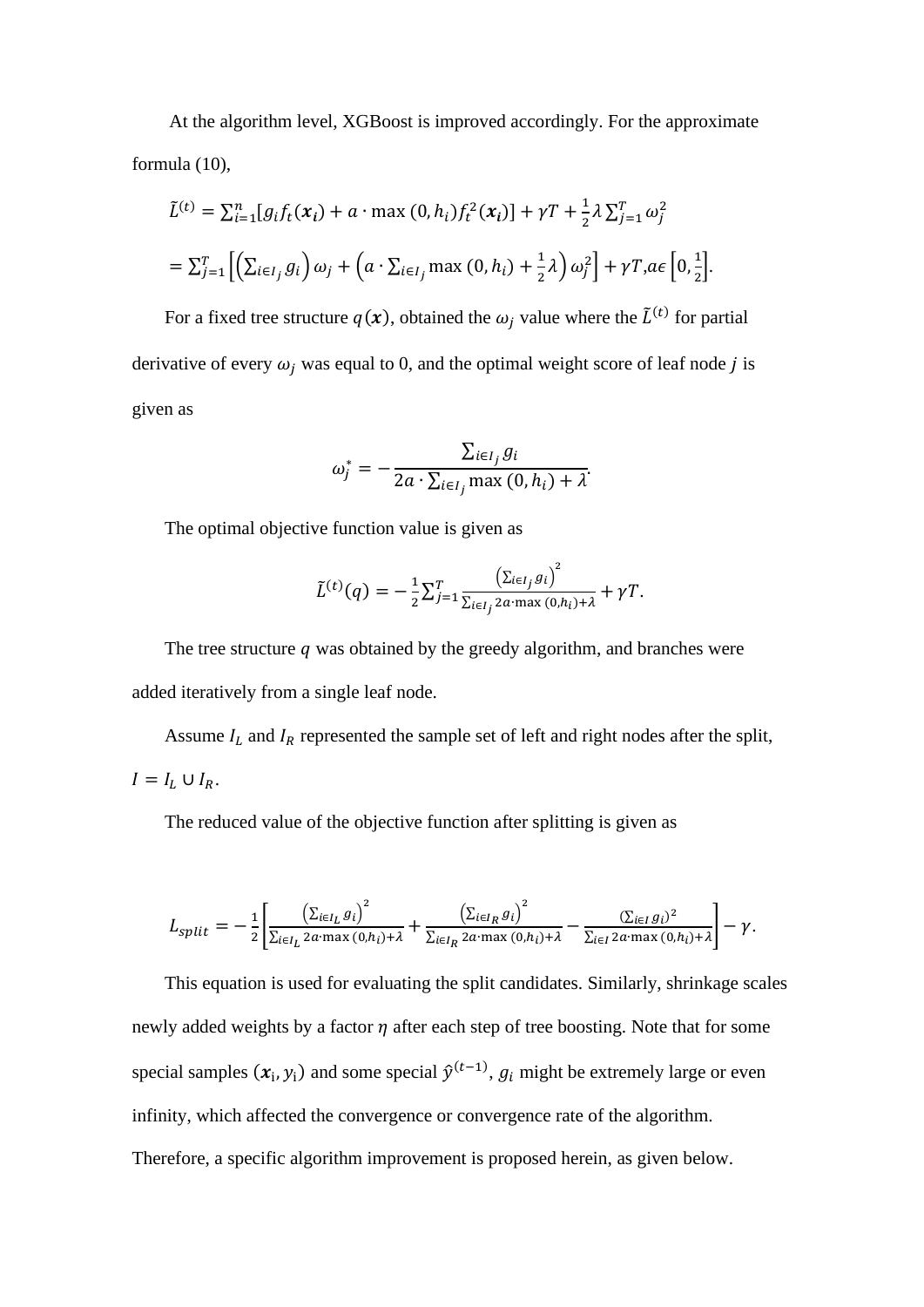At the algorithm level, XGBoost is improved accordingly. For the approximate formula (10),

$$\tilde{L}^{(t)} = \sum_{i=1}^{n}[g_i f_t(\boldsymbol{x_i}) + a \cdot \max(0, h_i) f_t^2(\boldsymbol{x_i})] + \gamma T + \frac{1}{2}\lambda \sum_{j=1}^{T} \omega_j^2$$

$$= \sum_{j=1}^{T}\left[\left(\sum_{i \in I_j} g_i\right)\omega_j + \left(a \cdot \sum_{i \in I_j} \max(0, h_i) + \frac{1}{2}\lambda\right)\omega_j^2\right] + \gamma T, a \epsilon \left[0, \frac{1}{2}\right].$$

For a fixed tree structure $q(\boldsymbol{x})$, obtained the $\omega_j$ value where the $\tilde{L}^{(t)}$ for partial derivative of every $\omega_j$ was equal to 0, and the optimal weight score of leaf node $j$ is given as

$$\omega_j^* = -\frac{\sum_{i \in I_j} g_i}{2a \cdot \sum_{i \in I_j} \max(0, h_i) + \lambda}.$$

The optimal objective function value is given as

$$\tilde{L}^{(t)}(q) = -\frac{1}{2}\sum_{j=1}^{T} \frac{\left(\sum_{i \in I_j} g_i\right)^2}{\sum_{i \in I_j} 2a \cdot \max(0, h_i) + \lambda} + \gamma T.$$

The tree structure $q$ was obtained by the greedy algorithm, and branches were added iteratively from a single leaf node.

Assume $I_L$ and $I_R$ represented the sample set of left and right nodes after the split, $I = I_L \cup I_R$.

The reduced value of the objective function after splitting is given as

$$L_{split} = -\frac{1}{2}\left[\frac{\left(\sum_{i \in I_L} g_i\right)^2}{\sum_{i \in I_L} 2a \cdot \max(0, h_i) + \lambda} + \frac{\left(\sum_{i \in I_R} g_i\right)^2}{\sum_{i \in I_R} 2a \cdot \max(0, h_i) + \lambda} - \frac{\left(\sum_{i \in I} g_i\right)^2}{\sum_{i \in I} 2a \cdot \max(0, h_i) + \lambda}\right] - \gamma.$$

This equation is used for evaluating the split candidates. Similarly, shrinkage scales newly added weights by a factor $\eta$ after each step of tree boosting. Note that for some special samples $(\boldsymbol{x}_i, y_i)$ and some special $\hat{y}^{(t-1)}$, $g_i$ might be extremely large or even infinity, which affected the convergence or convergence rate of the algorithm. Therefore, a specific algorithm improvement is proposed herein, as given below.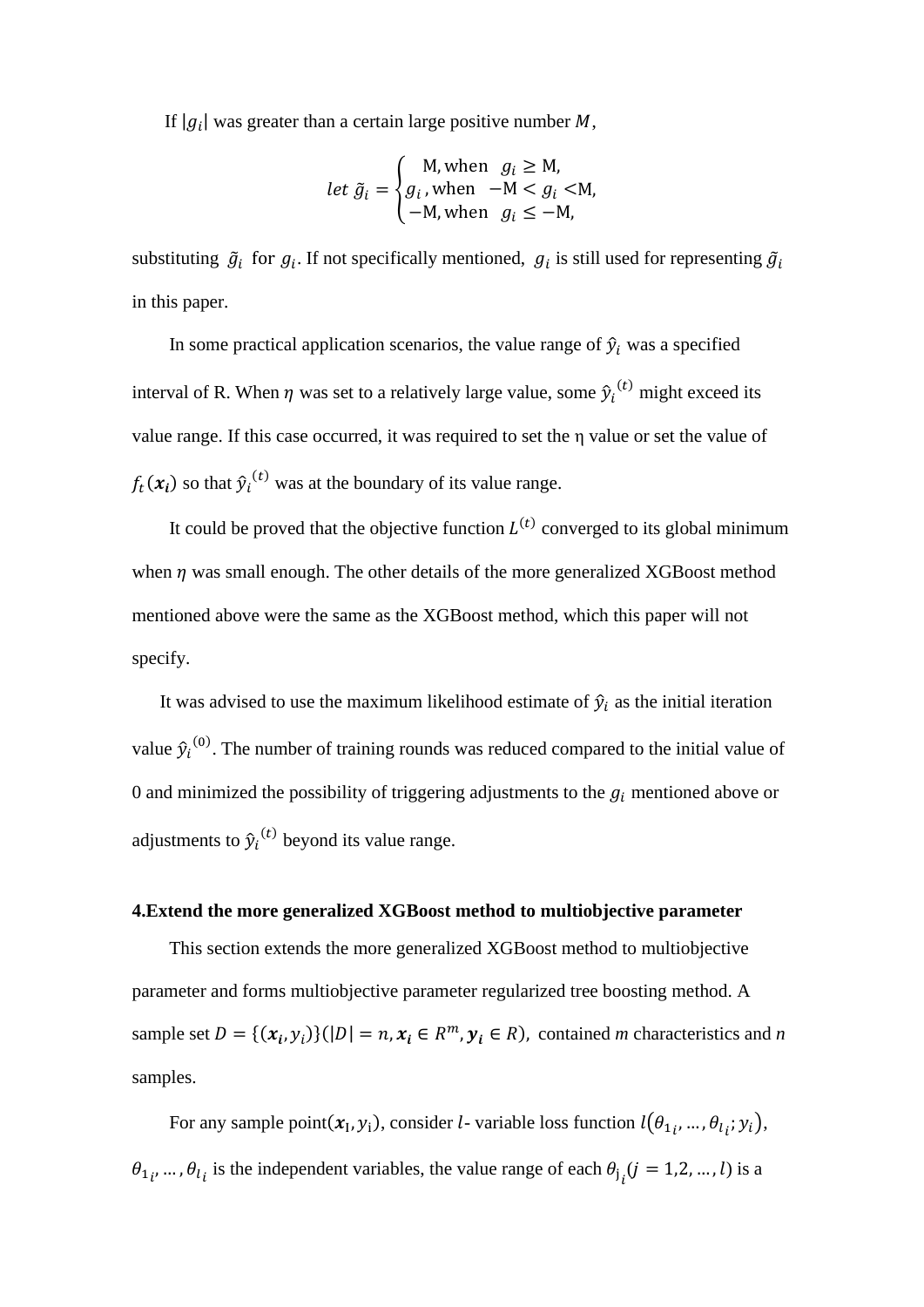If $|g_i|$ was greater than a certain large positive number $M$,

$$let\ \tilde{g}_i = \begin{cases} \mathrm{M}, \text{when} \quad g_i \geq \mathrm{M}, \\ g_i\,, \text{when} \quad -\mathrm{M} < g_i < \mathrm{M}, \\ -\mathrm{M}, \text{when} \quad g_i \leq -\mathrm{M}, \end{cases}$$

substituting $\tilde{g}_i$ for $g_i$. If not specifically mentioned, $g_i$ is still used for representing $\tilde{g}_i$ in this paper.

In some practical application scenarios, the value range of $\hat{y}_i$ was a specified interval of R. When $\eta$ was set to a relatively large value, some $\hat{y}_i{}^{(t)}$ might exceed its value range. If this case occurred, it was required to set the η value or set the value of $f_t(\boldsymbol{x_i})$ so that $\hat{y}_i{}^{(t)}$ was at the boundary of its value range.

It could be proved that the objective function $L^{(t)}$ converged to its global minimum when $\eta$ was small enough. The other details of the more generalized XGBoost method mentioned above were the same as the XGBoost method, which this paper will not specify.

It was advised to use the maximum likelihood estimate of $\hat{y}_i$ as the initial iteration value $\hat{y}_i{}^{(0)}$. The number of training rounds was reduced compared to the initial value of 0 and minimized the possibility of triggering adjustments to the $g_i$ mentioned above or adjustments to $\hat{y}_i{}^{(t)}$ beyond its value range.

**4.Extend the more generalized XGBoost method to multiobjective parameter**

This section extends the more generalized XGBoost method to multiobjective parameter and forms multiobjective parameter regularized tree boosting method. A sample set $D = \{(\boldsymbol{x_i}, y_i)\}(|D| = n, \boldsymbol{x_i} \in R^m, \boldsymbol{y_i} \in R)$, contained *m* characteristics and *n* samples.

For any sample point$(\boldsymbol{x}_\mathrm{I}, y_\mathrm{i})$, consider $l$- variable loss function $l(\theta_{1_i}, \ldots, \theta_{l_i}; y_i)$, $\theta_{1_i}, \ldots, \theta_{l_i}$ is the independent variables, the value range of each $\theta_{\mathrm{j}_i}(j = 1,2, \ldots, l)$ is a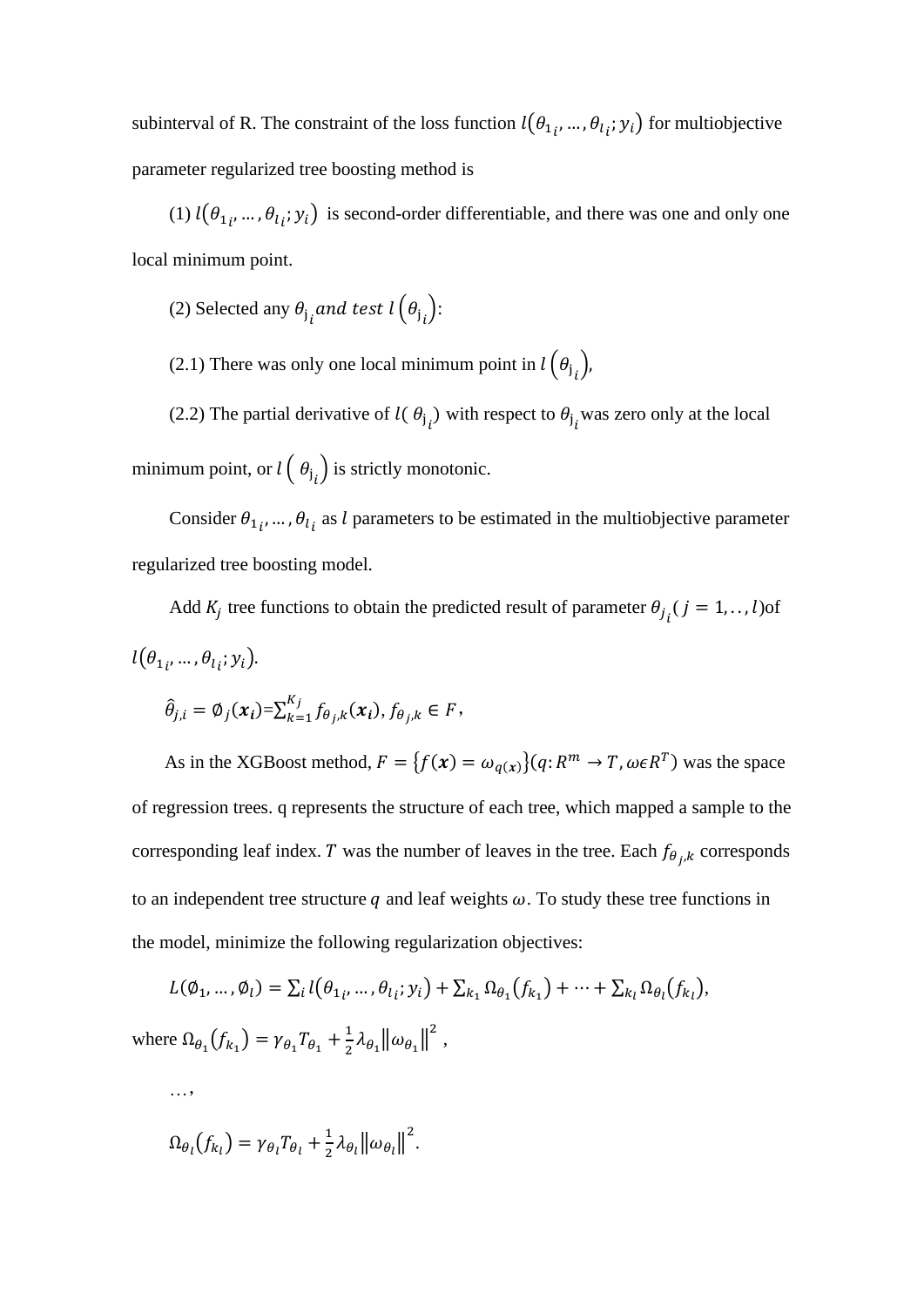subinterval of R. The constraint of the loss function $l(\theta_{1_i}, \ldots, \theta_{l_i}; y_i)$ for multiobjective parameter regularized tree boosting method is

(1) $l(\theta_{1_i}, \ldots, \theta_{l_i}; y_i)$ is second-order differentiable, and there was one and only one local minimum point.

(2) Selected any $\theta_{j_i}$ $and\ test$ $l(\theta_{j_i})$:

(2.1) There was only one local minimum point in $l(\theta_{j_i})$,

(2.2) The partial derivative of $l(\theta_{j_i})$ with respect to $\theta_{j_i}$ was zero only at the local minimum point, or $l(\theta_{j_i})$ is strictly monotonic.

Consider $\theta_{1_i}, \ldots, \theta_{l_i}$ as $l$ parameters to be estimated in the multiobjective parameter regularized tree boosting model.

Add $K_j$ tree functions to obtain the predicted result of parameter $\theta_{j_i}$ $(j = 1, \ldots, l)$ of $l(\theta_{1_i}, \ldots, \theta_{l_i}; y_i)$.

$$\hat{\theta}_{j,i} = \emptyset_j(\boldsymbol{x_i}) = \sum_{k=1}^{K_j} f_{\theta_j,k}(\boldsymbol{x_i}),\ f_{\theta_j,k} \in F,$$

As in the XGBoost method, $F = \{f(\boldsymbol{x}) = \omega_{q(x)}\}(q: R^m \to T, \omega \epsilon R^T)$ was the space of regression trees. q represents the structure of each tree, which mapped a sample to the corresponding leaf index. $T$ was the number of leaves in the tree. Each $f_{\theta_j,k}$ corresponds to an independent tree structure $q$ and leaf weights $\omega$. To study these tree functions in the model, minimize the following regularization objectives:

$$L(\emptyset_1, \ldots, \emptyset_l) = \sum_i l(\theta_{1_i}, \ldots, \theta_{l_i}; y_i) + \sum_{k_1} \Omega_{\theta_1}(f_{k_1}) + \cdots + \sum_{k_l} \Omega_{\theta_l}(f_{k_l}),$$

where $\Omega_{\theta_1}(f_{k_1}) = \gamma_{\theta_1} T_{\theta_1} + \frac{1}{2}\lambda_{\theta_1}\|\omega_{\theta_1}\|^2$,

$\ldots,$

$$\Omega_{\theta_l}(f_{k_l}) = \gamma_{\theta_l} T_{\theta_l} + \frac{1}{2}\lambda_{\theta_l}\|\omega_{\theta_l}\|^2.$$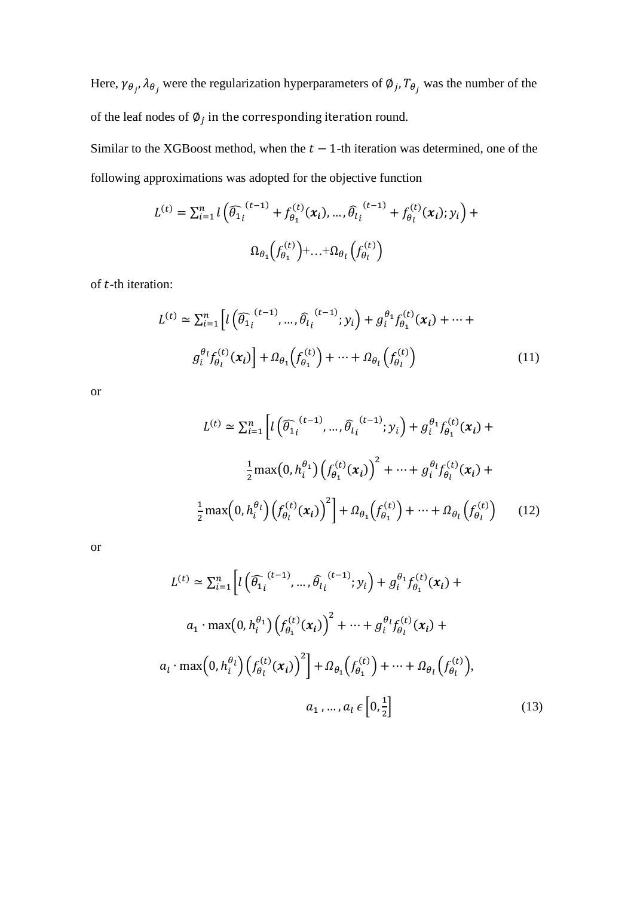Here, $\gamma_{\theta_j}, \lambda_{\theta_j}$ were the regularization hyperparameters of $\emptyset_j$, $T_{\theta_j}$ was the number of the of the leaf nodes of $\emptyset_j$ in the corresponding iteration round.

Similar to the XGBoost method, when the $t-1$-th iteration was determined, one of the following approximations was adopted for the objective function

$$L^{(t)} = \sum_{i=1}^{n} l\left(\widehat{\theta_1}_i^{(t-1)} + f_{\theta_1}^{(t)}(\boldsymbol{x_i}), \ldots, \widehat{\theta}_{l_i}^{(t-1)} + f_{\theta_l}^{(t)}(\boldsymbol{x_i}); y_i\right) + \Omega_{\theta_1}\left(f_{\theta_1}^{(t)}\right) + \ldots + \Omega_{\theta_l}\left(f_{\theta_l}^{(t)}\right)$$

of $t$-th iteration:

$$L^{(t)} \simeq \sum_{i=1}^{n}\left[l\left(\widehat{\theta_1}_i^{(t-1)}, \ldots, \widehat{\theta}_{l_i}^{(t-1)}; y_i\right) + g_i^{\theta_1} f_{\theta_1}^{(t)}(\boldsymbol{x_i}) + \cdots + g_i^{\theta_l} f_{\theta_l}^{(t)}(\boldsymbol{x_i})\right] + \Omega_{\theta_1}\left(f_{\theta_1}^{(t)}\right) + \cdots + \Omega_{\theta_l}\left(f_{\theta_l}^{(t)}\right) \tag{11}$$

or

$$L^{(t)} \simeq \sum_{i=1}^{n}\left[l\left(\widehat{\theta_1}_i^{(t-1)}, \ldots, \widehat{\theta}_{l_i}^{(t-1)}; y_i\right) + g_i^{\theta_1} f_{\theta_1}^{(t)}(\boldsymbol{x_i}) + \frac{1}{2}\max\left(0, h_i^{\theta_1}\right)\left(f_{\theta_1}^{(t)}(\boldsymbol{x_i})\right)^2 + \cdots + g_i^{\theta_l} f_{\theta_l}^{(t)}(\boldsymbol{x_i}) + \frac{1}{2}\max\left(0, h_i^{\theta_l}\right)\left(f_{\theta_l}^{(t)}(\boldsymbol{x_i})\right)^2\right] + \Omega_{\theta_1}\left(f_{\theta_1}^{(t)}\right) + \cdots + \Omega_{\theta_l}\left(f_{\theta_l}^{(t)}\right) \tag{12}$$

or

$$L^{(t)} \simeq \sum_{i=1}^{n}\left[l\left(\widehat{\theta_1}_i^{(t-1)}, \ldots, \widehat{\theta}_{l_i}^{(t-1)}; y_i\right) + g_i^{\theta_1} f_{\theta_1}^{(t)}(\boldsymbol{x_i}) + a_1 \cdot \max\left(0, h_i^{\theta_1}\right)\left(f_{\theta_1}^{(t)}(\boldsymbol{x_i})\right)^2 + \cdots + g_i^{\theta_l} f_{\theta_l}^{(t)}(\boldsymbol{x_i}) + a_l \cdot \max\left(0, h_i^{\theta_l}\right)\left(f_{\theta_l}^{(t)}(\boldsymbol{x_i})\right)^2\right] + \Omega_{\theta_1}\left(f_{\theta_1}^{(t)}\right) + \cdots + \Omega_{\theta_l}\left(f_{\theta_l}^{(t)}\right),$$

$$a_1, \ldots, a_l \in \left[0, \frac{1}{2}\right] \tag{13}$$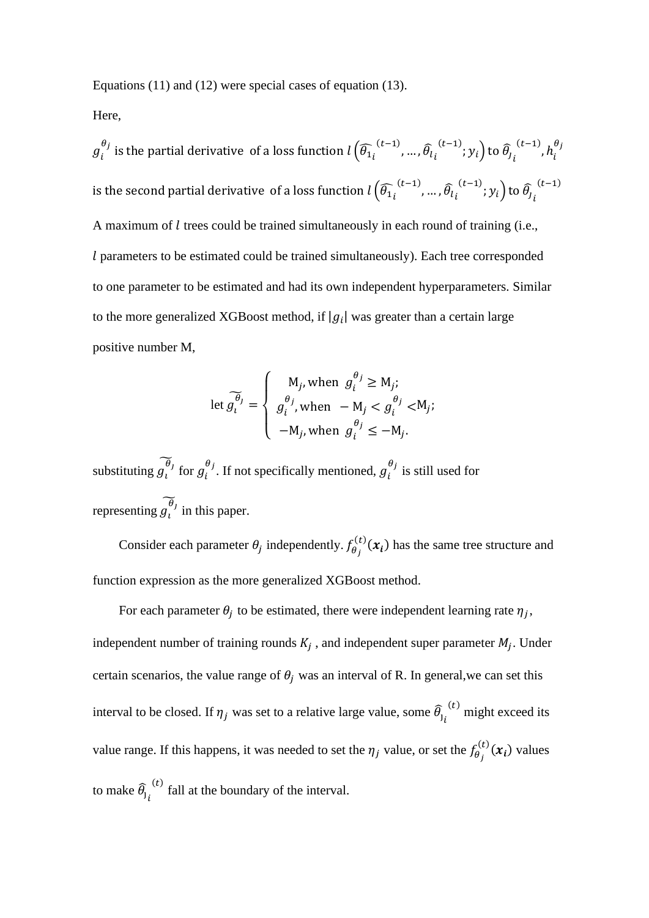Equations (11) and (12) were special cases of equation (13).

Here,

$g_i^{\theta_j}$ is the partial derivative of a loss function $l\left(\widehat{\theta_1}_i^{(t-1)}, \ldots, \widehat{\theta}_{l_i}^{(t-1)}; y_i\right)$ to $\widehat{\theta}_{J_i}^{(t-1)}$, $h_i^{\theta_j}$ is the second partial derivative of a loss function $l\left(\widehat{\theta_1}_i^{(t-1)}, \ldots, \widehat{\theta}_{l_i}^{(t-1)}; y_i\right)$ to $\widehat{\theta}_{J_i}^{(t-1)}$

A maximum of $l$ trees could be trained simultaneously in each round of training (i.e., $l$ parameters to be estimated could be trained simultaneously). Each tree corresponded to one parameter to be estimated and had its own independent hyperparameters. Similar to the more generalized XGBoost method, if $|g_i|$ was greater than a certain large positive number M,

$$\text{let } \widetilde{g_\iota^{\theta_J}} = \begin{cases} \mathrm{M}_j, \text{when } g_i^{\theta_j} \geq \mathrm{M}_j; \\ g_i^{\theta_j}, \text{when } -\mathrm{M}_j < g_i^{\theta_j} < \mathrm{M}_j; \\ -\mathrm{M}_j, \text{when } g_i^{\theta_j} \leq -\mathrm{M}_j. \end{cases}$$

substituting $\widetilde{g_\iota^{\theta_J}}$ for $g_i^{\theta_j}$. If not specifically mentioned, $g_i^{\theta_j}$ is still used for representing $\widetilde{g_\iota^{\theta_J}}$ in this paper.

Consider each parameter $\theta_j$ independently. $f_{\theta_j}^{(t)}(\boldsymbol{x_i})$ has the same tree structure and function expression as the more generalized XGBoost method.

For each parameter $\theta_j$ to be estimated, there were independent learning rate $\eta_j$, independent number of training rounds $K_j$ , and independent super parameter $M_j$. Under certain scenarios, the value range of $\theta_j$ was an interval of R. In general,we can set this interval to be closed. If $\eta_j$ was set to a relative large value, some $\widehat{\theta}_{J_i}^{(t)}$ might exceed its value range. If this happens, it was needed to set the $\eta_j$ value, or set the $f_{\theta_j}^{(t)}(\boldsymbol{x_i})$ values to make $\widehat{\theta}_{J_i}^{(t)}$ fall at the boundary of the interval.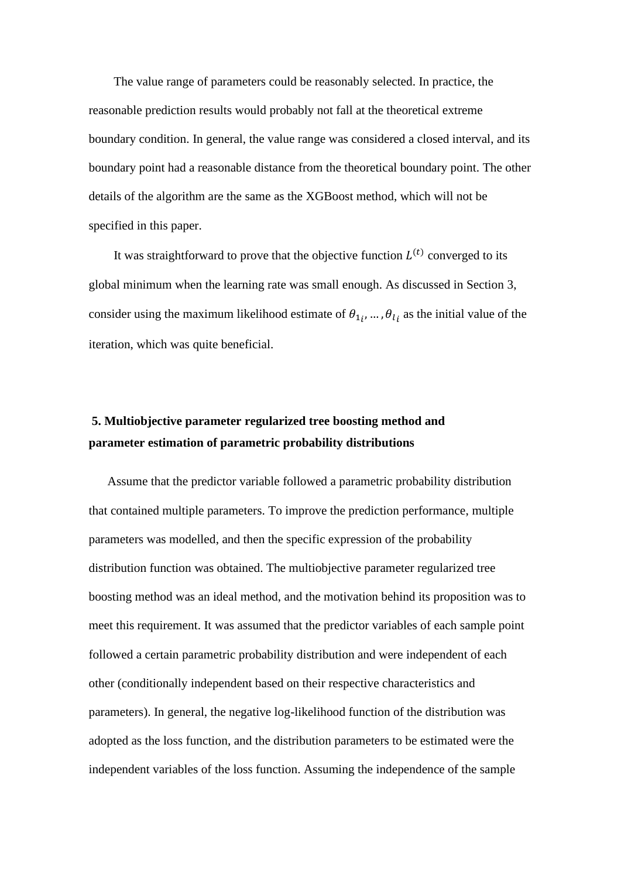The value range of parameters could be reasonably selected. In practice, the reasonable prediction results would probably not fall at the theoretical extreme boundary condition. In general, the value range was considered a closed interval, and its boundary point had a reasonable distance from the theoretical boundary point. The other details of the algorithm are the same as the XGBoost method, which will not be specified in this paper.

It was straightforward to prove that the objective function $L^{(t)}$ converged to its global minimum when the learning rate was small enough. As discussed in Section 3, consider using the maximum likelihood estimate of $\theta_{1_i}, \ldots, \theta_{l_i}$ as the initial value of the iteration, which was quite beneficial.

## 5. Multiobjective parameter regularized tree boosting method and parameter estimation of parametric probability distributions

Assume that the predictor variable followed a parametric probability distribution that contained multiple parameters. To improve the prediction performance, multiple parameters was modelled, and then the specific expression of the probability distribution function was obtained. The multiobjective parameter regularized tree boosting method was an ideal method, and the motivation behind its proposition was to meet this requirement. It was assumed that the predictor variables of each sample point followed a certain parametric probability distribution and were independent of each other (conditionally independent based on their respective characteristics and parameters). In general, the negative log-likelihood function of the distribution was adopted as the loss function, and the distribution parameters to be estimated were the independent variables of the loss function. Assuming the independence of the sample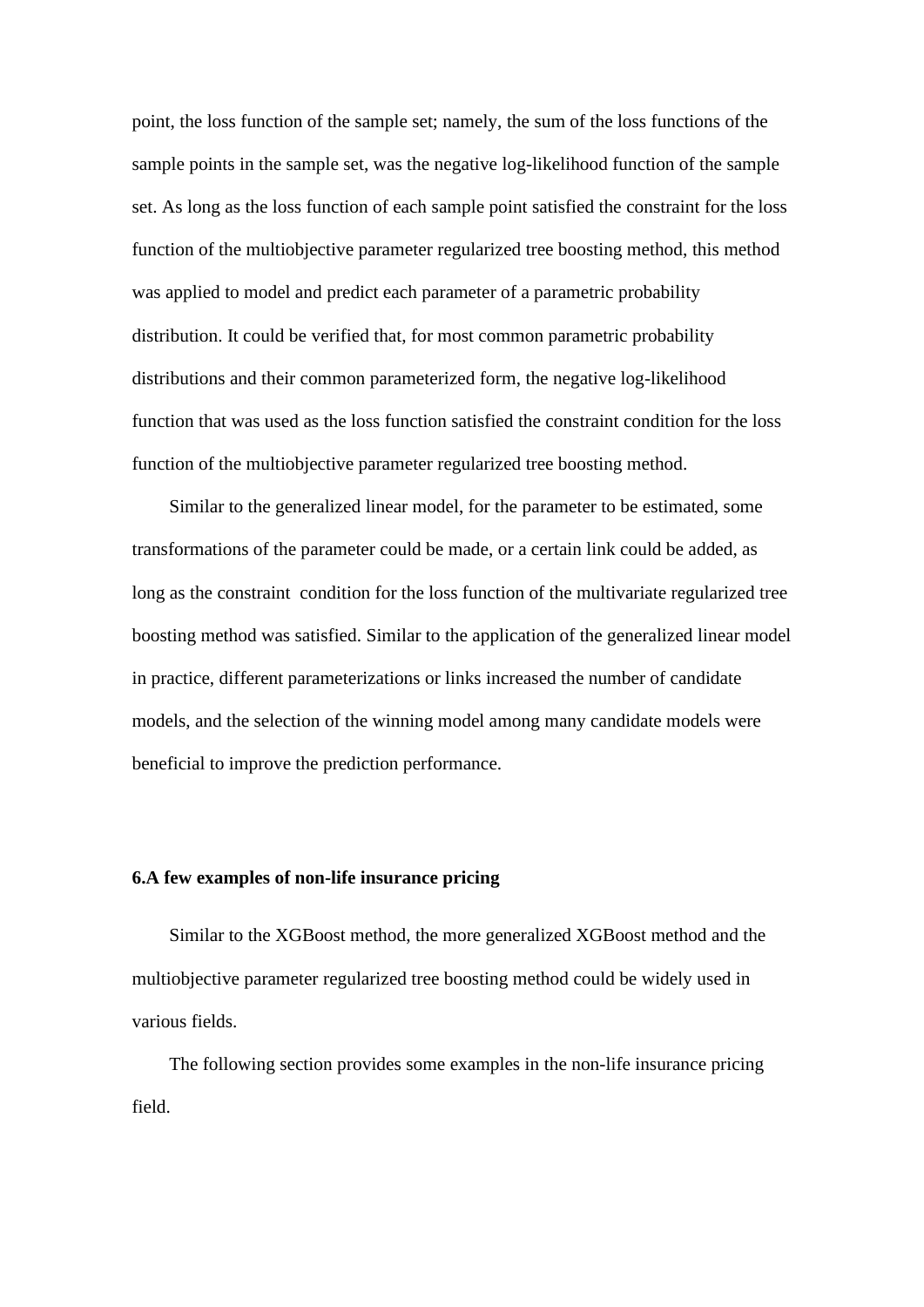point, the loss function of the sample set; namely, the sum of the loss functions of the sample points in the sample set, was the negative log-likelihood function of the sample set. As long as the loss function of each sample point satisfied the constraint for the loss function of the multiobjective parameter regularized tree boosting method, this method was applied to model and predict each parameter of a parametric probability distribution. It could be verified that, for most common parametric probability distributions and their common parameterized form, the negative log-likelihood function that was used as the loss function satisfied the constraint condition for the loss function of the multiobjective parameter regularized tree boosting method.

Similar to the generalized linear model, for the parameter to be estimated, some transformations of the parameter could be made, or a certain link could be added, as long as the constraint condition for the loss function of the multivariate regularized tree boosting method was satisfied. Similar to the application of the generalized linear model in practice, different parameterizations or links increased the number of candidate models, and the selection of the winning model among many candidate models were beneficial to improve the prediction performance.

**6.A few examples of non-life insurance pricing**

Similar to the XGBoost method, the more generalized XGBoost method and the multiobjective parameter regularized tree boosting method could be widely used in various fields.

The following section provides some examples in the non-life insurance pricing field.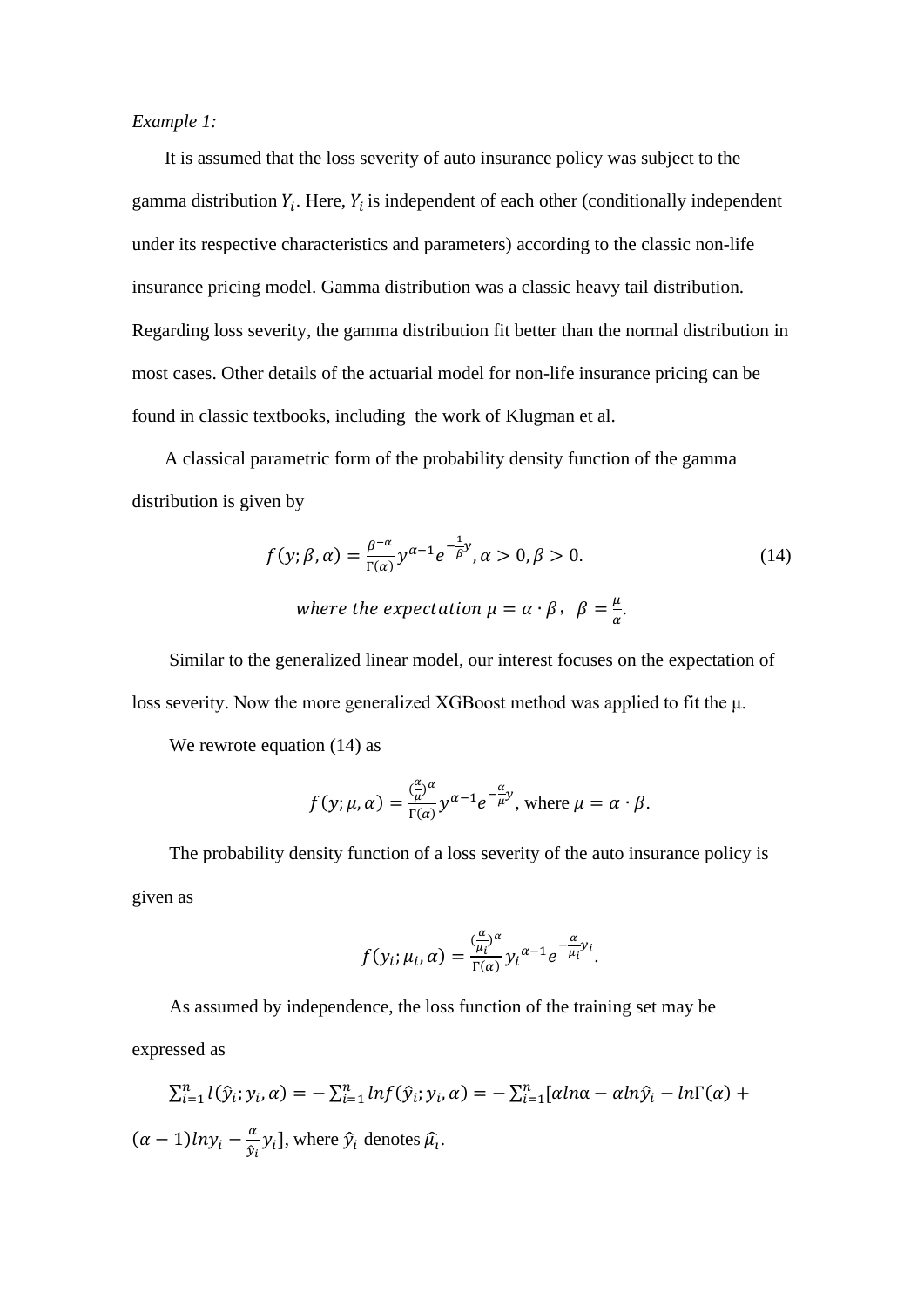*Example 1:*

It is assumed that the loss severity of auto insurance policy was subject to the gamma distribution $Y_i$. Here, $Y_i$ is independent of each other (conditionally independent under its respective characteristics and parameters) according to the classic non-life insurance pricing model. Gamma distribution was a classic heavy tail distribution. Regarding loss severity, the gamma distribution fit better than the normal distribution in most cases. Other details of the actuarial model for non-life insurance pricing can be found in classic textbooks, including the work of Klugman et al.

A classical parametric form of the probability density function of the gamma distribution is given by

$$f(y;\beta,\alpha) = \frac{\beta^{-\alpha}}{\Gamma(\alpha)} y^{\alpha-1} e^{-\frac{1}{\beta}y}, \alpha > 0, \beta > 0. \tag{14}$$

$$\textit{where the expectation } \mu = \alpha \cdot \beta,\ \ \beta = \frac{\mu}{\alpha}.$$

Similar to the generalized linear model, our interest focuses on the expectation of loss severity. Now the more generalized XGBoost method was applied to fit the μ.

We rewrote equation (14) as

$$f(y;\mu,\alpha) = \frac{(\frac{\alpha}{\mu})^{\alpha}}{\Gamma(\alpha)} y^{\alpha-1} e^{-\frac{\alpha}{\mu}y}, \text{ where } \mu = \alpha \cdot \beta.$$

The probability density function of a loss severity of the auto insurance policy is given as

$$f(y_i;\mu_i,\alpha) = \frac{(\frac{\alpha}{\mu_i})^{\alpha}}{\Gamma(\alpha)} {y_i}^{\alpha-1} e^{-\frac{\alpha}{\mu_i}y_i}.$$

As assumed by independence, the loss function of the training set may be expressed as

$$\sum_{i=1}^{n} l(\hat{y}_i; y_i, \alpha) = -\sum_{i=1}^{n} lnf(\hat{y}_i; y_i, \alpha) = -\sum_{i=1}^{n} [\alpha ln\alpha - \alpha ln\hat{y}_i - ln\Gamma(\alpha) + (\alpha - 1)ln y_i - \frac{\alpha}{\hat{y}_i} y_i], \text{ where } \hat{y}_i \text{ denotes } \widehat{\mu_i}.$$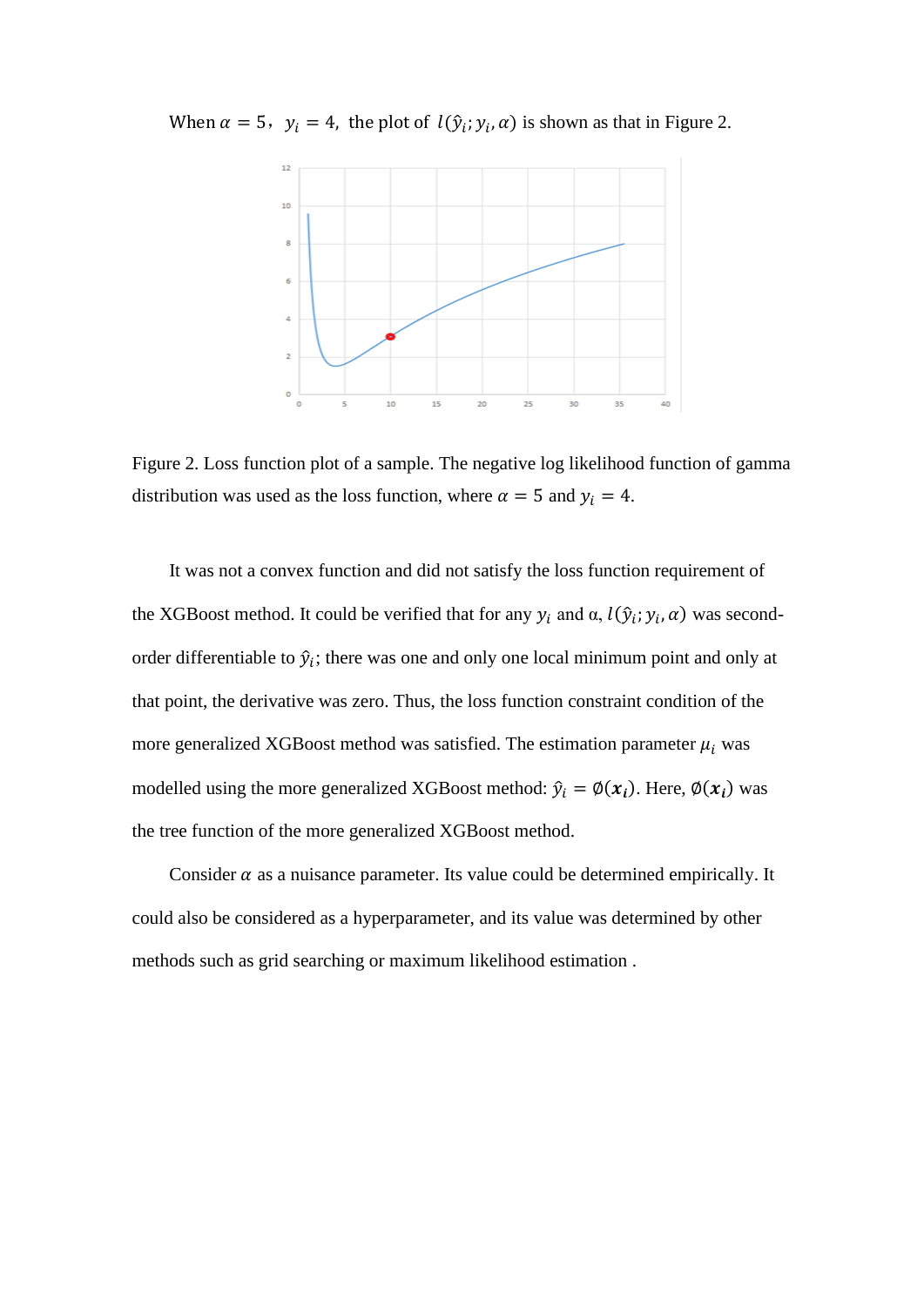When $\alpha = 5$, $y_i = 4$, the plot of $l(\hat{y}_i; y_i, \alpha)$ is shown as that in Figure 2.

Figure 2. Loss function plot of a sample. The negative log likelihood function of gamma distribution was used as the loss function, where $\alpha = 5$ and $y_i = 4$.

It was not a convex function and did not satisfy the loss function requirement of the XGBoost method. It could be verified that for any $y_i$ and α, $l(\hat{y}_i; y_i, \alpha)$ was second-order differentiable to $\hat{y}_i$; there was one and only one local minimum point and only at that point, the derivative was zero. Thus, the loss function constraint condition of the more generalized XGBoost method was satisfied. The estimation parameter $\mu_i$ was modelled using the more generalized XGBoost method: $\hat{y}_i = \emptyset(\boldsymbol{x_i})$. Here, $\emptyset(\boldsymbol{x_i})$ was the tree function of the more generalized XGBoost method.

Consider $\alpha$ as a nuisance parameter. Its value could be determined empirically. It could also be considered as a hyperparameter, and its value was determined by other methods such as grid searching or maximum likelihood estimation .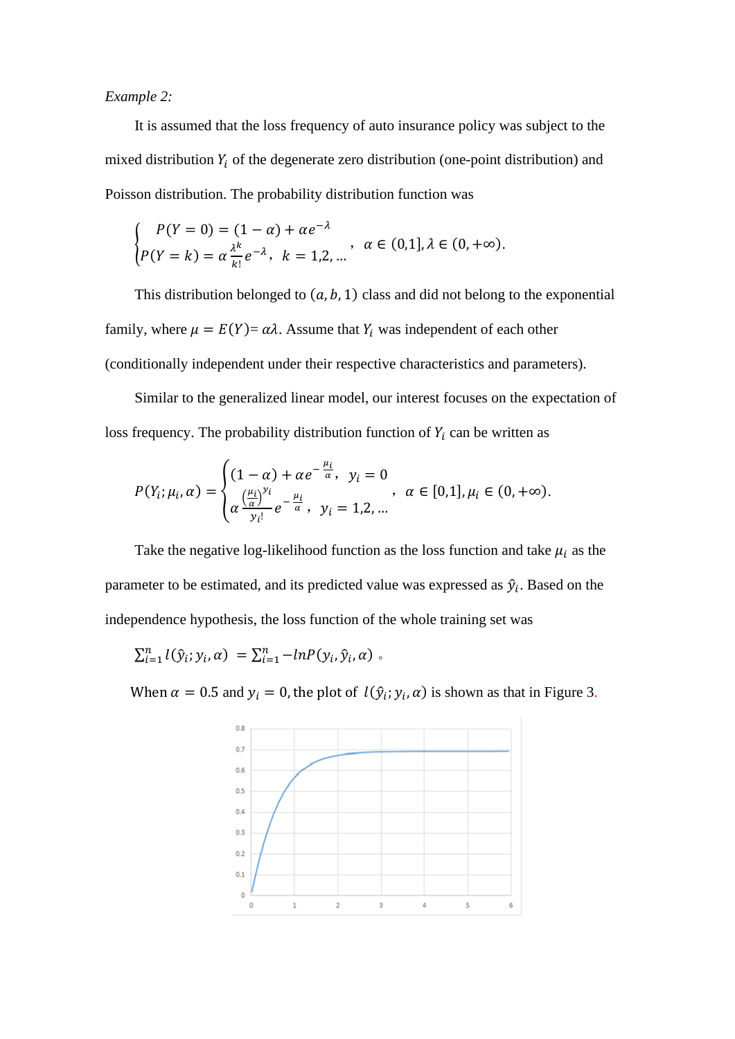*Example 2:*

It is assumed that the loss frequency of auto insurance policy was subject to the mixed distribution $Y_i$ of the degenerate zero distribution (one-point distribution) and Poisson distribution. The probability distribution function was

$$\begin{cases} P(Y=0)=(1-\alpha)+\alpha e^{-\lambda} \\ P(Y=k)=\alpha\frac{\lambda^k}{k!}e^{-\lambda},\ \ k=1,2,\ldots \end{cases},\ \ \alpha\in(0,1],\lambda\in(0,+\infty).$$

This distribution belonged to $(a,b,1)$ class and did not belong to the exponential family, where $\mu=E(Y)=\alpha\lambda$. Assume that $Y_i$ was independent of each other (conditionally independent under their respective characteristics and parameters).

Similar to the generalized linear model, our interest focuses on the expectation of loss frequency. The probability distribution function of $Y_i$ can be written as

$$P(Y_i;\mu_i,\alpha)=\begin{cases}(1-\alpha)+\alpha e^{-\frac{\mu_i}{\alpha}},\ \ y_i=0 \\ \alpha\frac{\left(\frac{\mu_i}{\alpha}\right)^{y_i}}{y_i!}e^{-\frac{\mu_i}{\alpha}},\ \ y_i=1,2,\ldots\end{cases},\ \ \alpha\in[0,1],\mu_i\in(0,+\infty).$$

Take the negative log-likelihood function as the loss function and take $\mu_i$ as the parameter to be estimated, and its predicted value was expressed as $\hat{y}_i$. Based on the independence hypothesis, the loss function of the whole training set was

$$\sum_{i=1}^{n} l(\hat{y}_i;y_i,\alpha)\ =\sum_{i=1}^{n}-lnP(y_i,\hat{y}_i,\alpha)\ 。$$

When $\alpha=0.5$ and $y_i=0$, the plot of $l(\hat{y}_i;y_i,\alpha)$ is shown as that in Figure 3.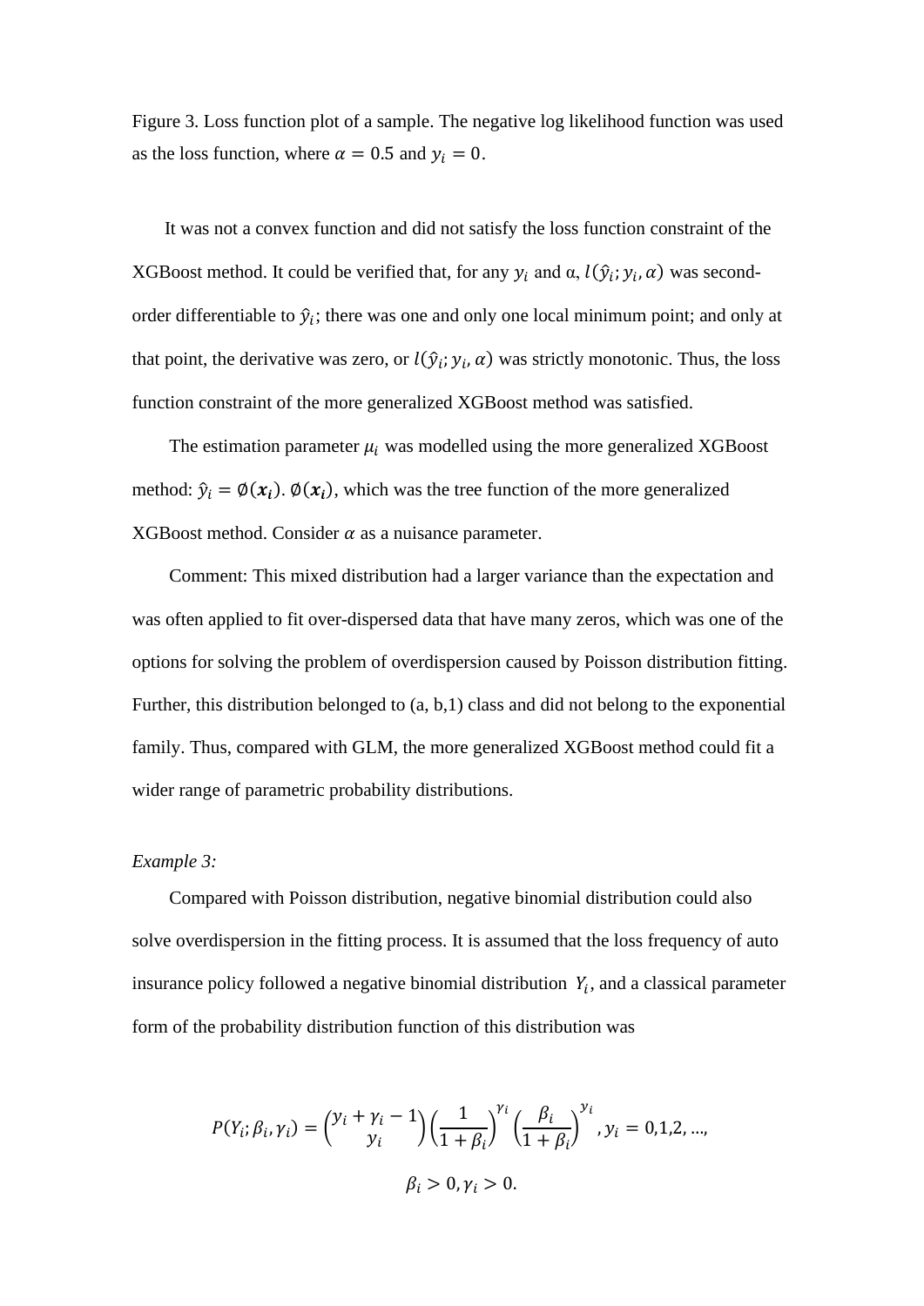Figure 3. Loss function plot of a sample. The negative log likelihood function was used as the loss function, where $\alpha = 0.5$ and $y_i = 0$.

It was not a convex function and did not satisfy the loss function constraint of the XGBoost method. It could be verified that, for any $y_i$ and α, $l(\hat{y}_i; y_i, \alpha)$ was second-order differentiable to $\hat{y}_i$; there was one and only one local minimum point; and only at that point, the derivative was zero, or $l(\hat{y}_i; y_i, \alpha)$ was strictly monotonic. Thus, the loss function constraint of the more generalized XGBoost method was satisfied.

The estimation parameter $\mu_i$ was modelled using the more generalized XGBoost method: $\hat{y}_i = \emptyset(\boldsymbol{x_i})$. $\emptyset(\boldsymbol{x_i})$, which was the tree function of the more generalized XGBoost method. Consider $\alpha$ as a nuisance parameter.

Comment: This mixed distribution had a larger variance than the expectation and was often applied to fit over-dispersed data that have many zeros, which was one of the options for solving the problem of overdispersion caused by Poisson distribution fitting. Further, this distribution belonged to (a, b,1) class and did not belong to the exponential family. Thus, compared with GLM, the more generalized XGBoost method could fit a wider range of parametric probability distributions.

*Example 3:*

Compared with Poisson distribution, negative binomial distribution could also solve overdispersion in the fitting process. It is assumed that the loss frequency of auto insurance policy followed a negative binomial distribution $Y_i$, and a classical parameter form of the probability distribution function of this distribution was

$$P(Y_i; \beta_i, \gamma_i) = \binom{y_i + \gamma_i - 1}{y_i} \left(\frac{1}{1 + \beta_i}\right)^{\gamma_i} \left(\frac{\beta_i}{1 + \beta_i}\right)^{y_i}, y_i = 0,1,2, \ldots,$$

$$\beta_i > 0, \gamma_i > 0.$$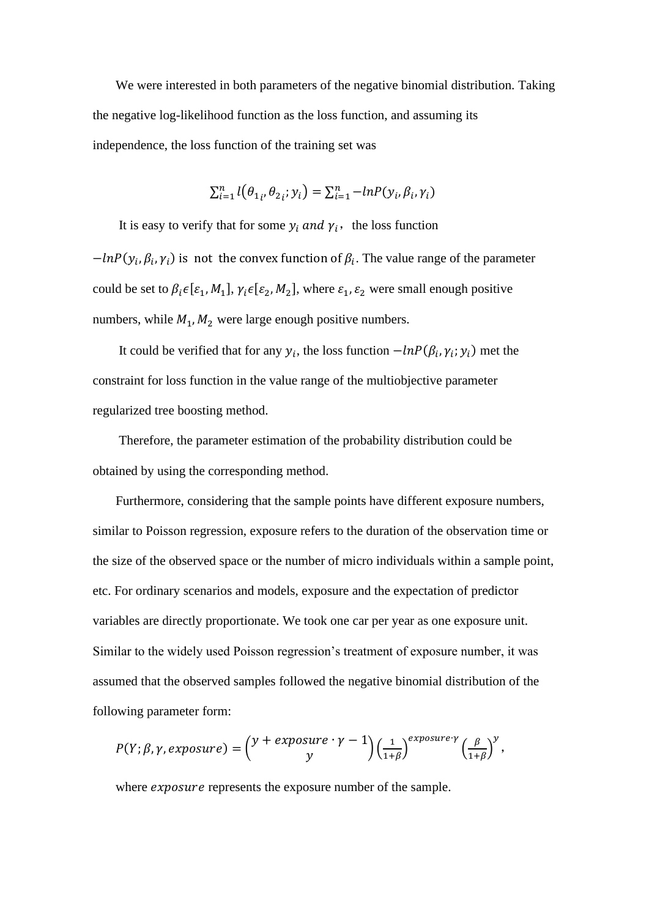We were interested in both parameters of the negative binomial distribution. Taking the negative log-likelihood function as the loss function, and assuming its independence, the loss function of the training set was

$$\sum_{i=1}^{n} l\left(\theta_{1_i}, \theta_{2_i}; y_i\right) = \sum_{i=1}^{n} -lnP(y_i, \beta_i, \gamma_i)$$

It is easy to verify that for some $y_i$ *and* $\gamma_i$, the loss function $-lnP(y_i, \beta_i, \gamma_i)$ is not the convex function of $\beta_i$. The value range of the parameter could be set to $\beta_i \epsilon [\varepsilon_1, M_1]$, $\gamma_i \epsilon [\varepsilon_2, M_2]$, where $\varepsilon_1, \varepsilon_2$ were small enough positive numbers, while $M_1, M_2$ were large enough positive numbers.

It could be verified that for any $y_i$, the loss function $-lnP(\beta_i, \gamma_i; y_i)$ met the constraint for loss function in the value range of the multiobjective parameter regularized tree boosting method.

Therefore, the parameter estimation of the probability distribution could be obtained by using the corresponding method.

Furthermore, considering that the sample points have different exposure numbers, similar to Poisson regression, exposure refers to the duration of the observation time or the size of the observed space or the number of micro individuals within a sample point, etc. For ordinary scenarios and models, exposure and the expectation of predictor variables are directly proportionate. We took one car per year as one exposure unit. Similar to the widely used Poisson regression's treatment of exposure number, it was assumed that the observed samples followed the negative binomial distribution of the following parameter form:

$$P(Y; \beta, \gamma, exposure) = \binom{y + exposure \cdot \gamma - 1}{y} \left(\frac{1}{1+\beta}\right)^{exposure \cdot \gamma} \left(\frac{\beta}{1+\beta}\right)^{y},$$

where $exposure$ represents the exposure number of the sample.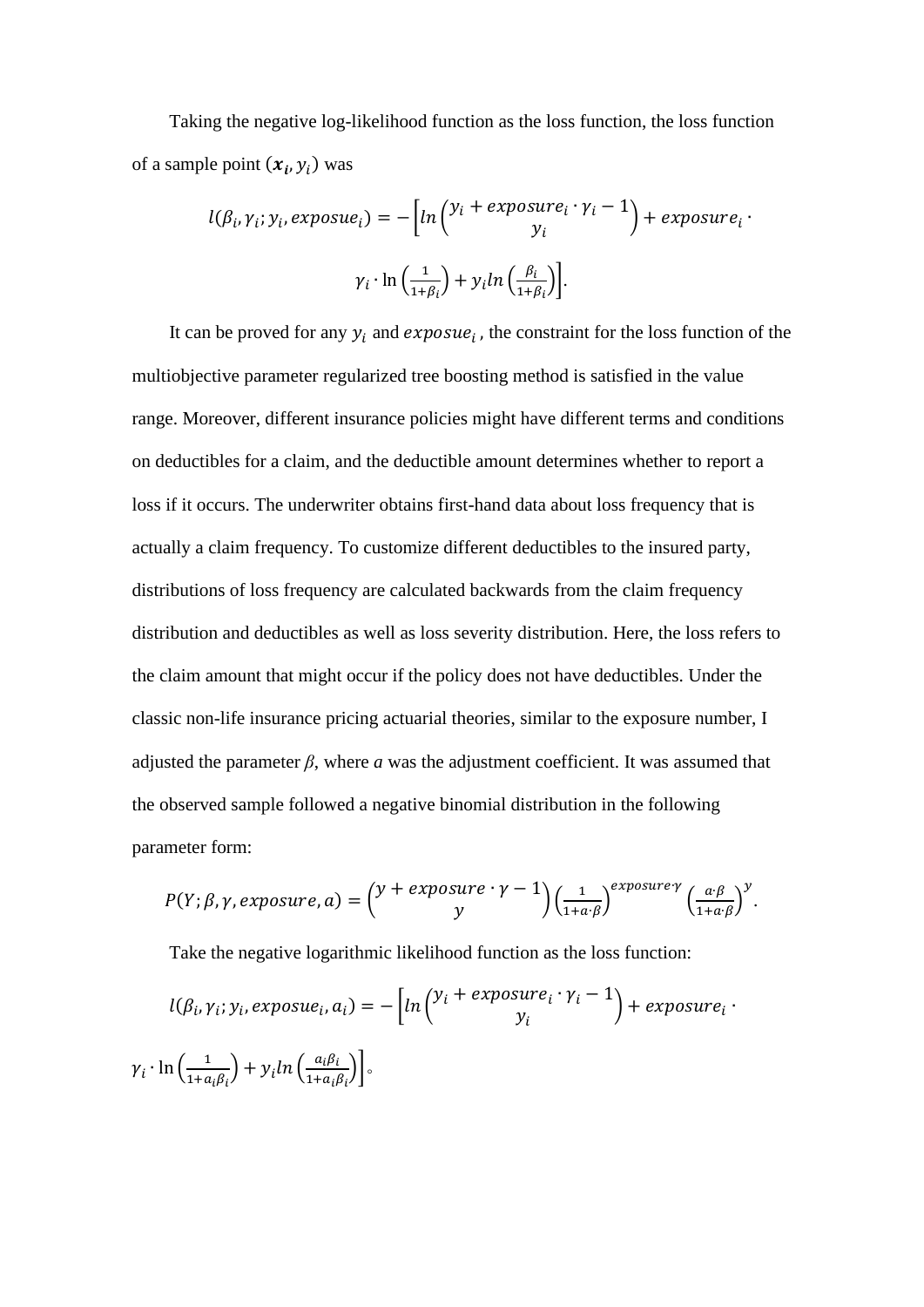Taking the negative log-likelihood function as the loss function, the loss function of a sample point $(\boldsymbol{x_i}, y_i)$ was

$$l(\beta_i, \gamma_i; y_i, exposue_i) = -\left[ln\binom{y_i + exposure_i \cdot \gamma_i - 1}{y_i} + exposure_i \cdot \gamma_i \cdot \ln\left(\frac{1}{1+\beta_i}\right) + y_i ln\left(\frac{\beta_i}{1+\beta_i}\right)\right].$$

It can be proved for any $y_i$ and $exposue_i$ , the constraint for the loss function of the multiobjective parameter regularized tree boosting method is satisfied in the value range. Moreover, different insurance policies might have different terms and conditions on deductibles for a claim, and the deductible amount determines whether to report a loss if it occurs. The underwriter obtains first-hand data about loss frequency that is actually a claim frequency. To customize different deductibles to the insured party, distributions of loss frequency are calculated backwards from the claim frequency distribution and deductibles as well as loss severity distribution. Here, the loss refers to the claim amount that might occur if the policy does not have deductibles. Under the classic non-life insurance pricing actuarial theories, similar to the exposure number, I adjusted the parameter $\beta$, where $a$ was the adjustment coefficient. It was assumed that the observed sample followed a negative binomial distribution in the following parameter form:

$$P(Y; \beta, \gamma, exposure, a) = \binom{y + exposure \cdot \gamma - 1}{y}\left(\frac{1}{1+a \cdot \beta}\right)^{exposure \cdot \gamma}\left(\frac{a \cdot \beta}{1+a \cdot \beta}\right)^{y}.$$

Take the negative logarithmic likelihood function as the loss function:

$$l(\beta_i, \gamma_i; y_i, exposue_i, a_i) = -\left[ln\binom{y_i + exposure_i \cdot \gamma_i - 1}{y_i} + exposure_i \cdot \gamma_i \cdot \ln\left(\frac{1}{1+a_i\beta_i}\right) + y_i ln\left(\frac{a_i\beta_i}{1+a_i\beta_i}\right)\right]。$$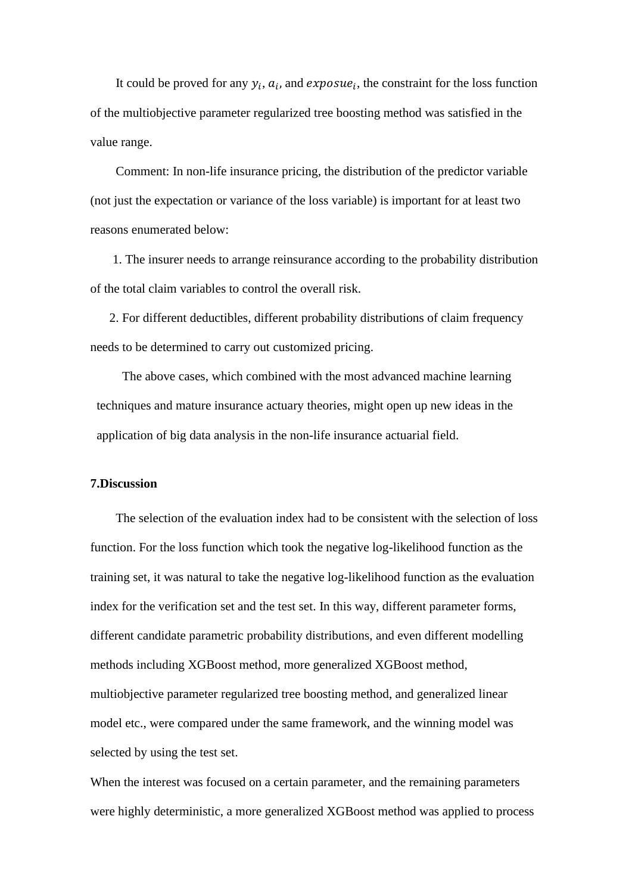It could be proved for any $y_i$, $a_i$, and $exposue_i$, the constraint for the loss function of the multiobjective parameter regularized tree boosting method was satisfied in the value range.

Comment: In non-life insurance pricing, the distribution of the predictor variable (not just the expectation or variance of the loss variable) is important for at least two reasons enumerated below:

1. The insurer needs to arrange reinsurance according to the probability distribution of the total claim variables to control the overall risk.
2. For different deductibles, different probability distributions of claim frequency needs to be determined to carry out customized pricing.

The above cases, which combined with the most advanced machine learning techniques and mature insurance actuary theories, might open up new ideas in the application of big data analysis in the non-life insurance actuarial field.

**7.Discussion**

The selection of the evaluation index had to be consistent with the selection of loss function. For the loss function which took the negative log-likelihood function as the training set, it was natural to take the negative log-likelihood function as the evaluation index for the verification set and the test set. In this way, different parameter forms, different candidate parametric probability distributions, and even different modelling methods including XGBoost method, more generalized XGBoost method, multiobjective parameter regularized tree boosting method, and generalized linear model etc., were compared under the same framework, and the winning model was selected by using the test set.

When the interest was focused on a certain parameter, and the remaining parameters were highly deterministic, a more generalized XGBoost method was applied to process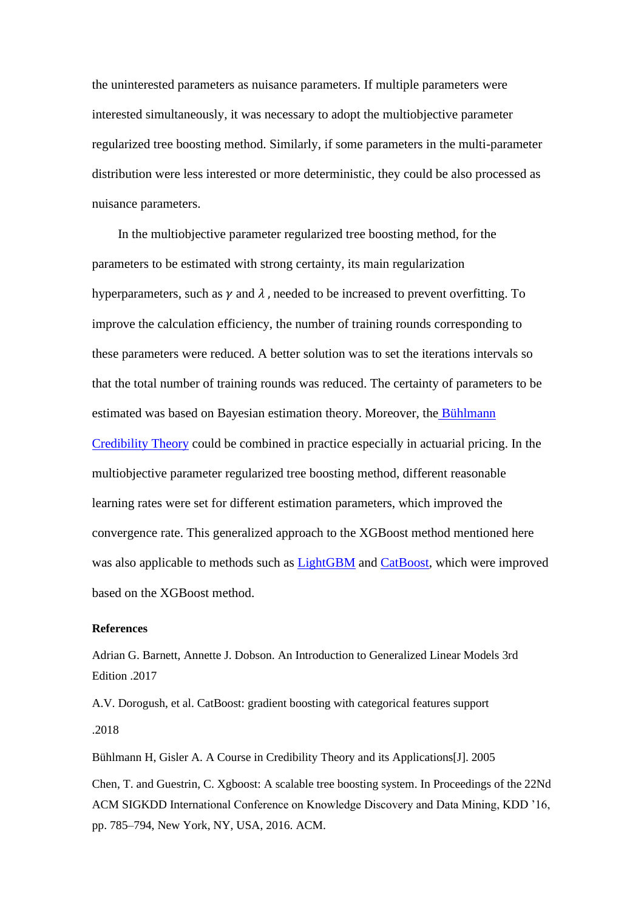the uninterested parameters as nuisance parameters. If multiple parameters were interested simultaneously, it was necessary to adopt the multiobjective parameter regularized tree boosting method. Similarly, if some parameters in the multi-parameter distribution were less interested or more deterministic, they could be also processed as nuisance parameters.

In the multiobjective parameter regularized tree boosting method, for the parameters to be estimated with strong certainty, its main regularization hyperparameters, such as $\gamma$ and $\lambda$, needed to be increased to prevent overfitting. To improve the calculation efficiency, the number of training rounds corresponding to these parameters were reduced. A better solution was to set the iterations intervals so that the total number of training rounds was reduced. The certainty of parameters to be estimated was based on Bayesian estimation theory. Moreover, the Bühlmann Credibility Theory could be combined in practice especially in actuarial pricing. In the multiobjective parameter regularized tree boosting method, different reasonable learning rates were set for different estimation parameters, which improved the convergence rate. This generalized approach to the XGBoost method mentioned here was also applicable to methods such as LightGBM and CatBoost, which were improved based on the XGBoost method.

**References**

Adrian G. Barnett, Annette J. Dobson. An Introduction to Generalized Linear Models 3rd Edition .2017

A.V. Dorogush, et al. CatBoost: gradient boosting with categorical features support .2018

Bühlmann H, Gisler A. A Course in Credibility Theory and its Applications[J]. 2005

Chen, T. and Guestrin, C. Xgboost: A scalable tree boosting system. In Proceedings of the 22Nd ACM SIGKDD International Conference on Knowledge Discovery and Data Mining, KDD '16, pp. 785–794, New York, NY, USA, 2016. ACM.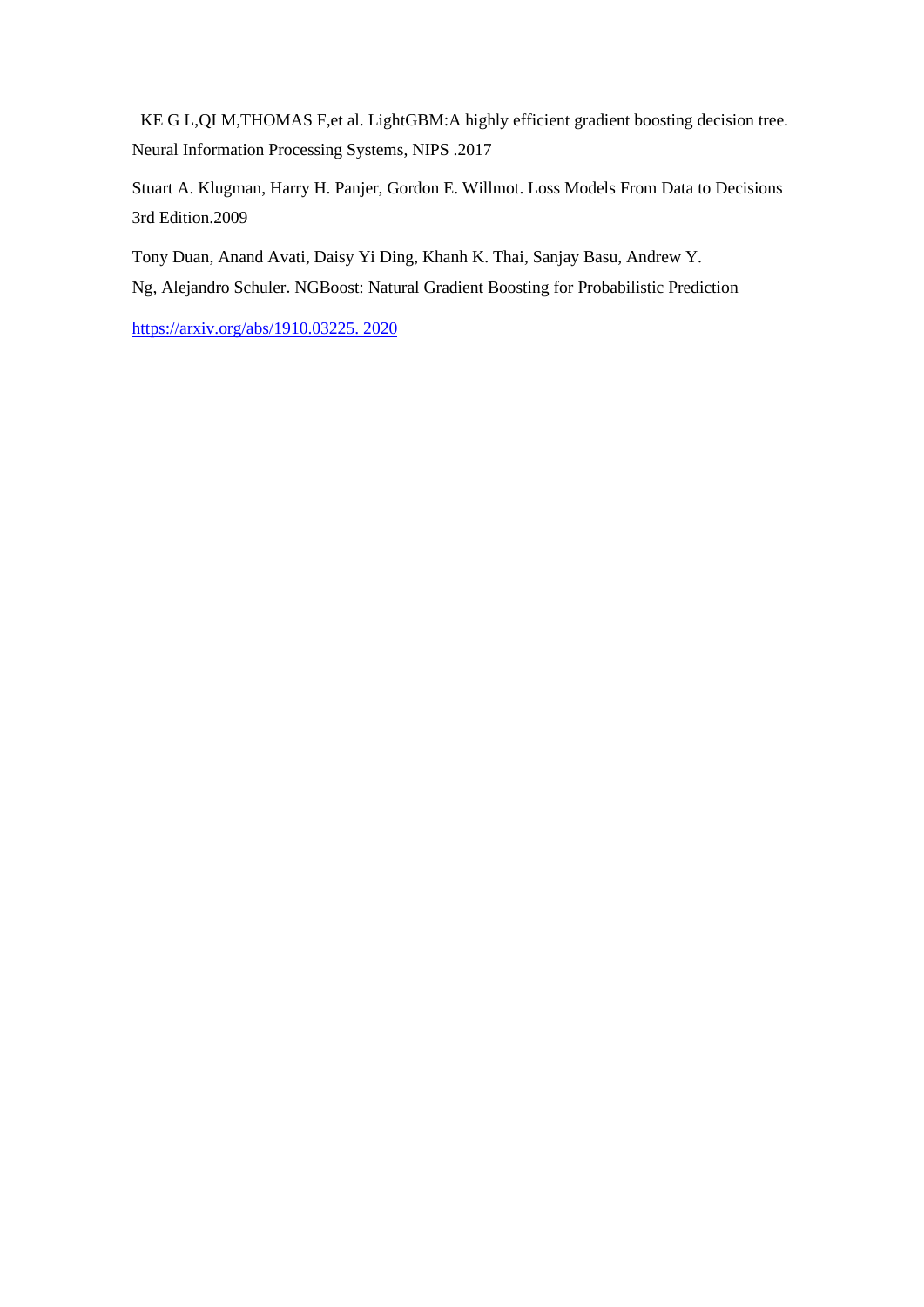KE G L,QI M,THOMAS F,et al. LightGBM:A highly efficient gradient boosting decision tree. Neural Information Processing Systems, NIPS .2017

Stuart A. Klugman, Harry H. Panjer, Gordon E. Willmot. Loss Models From Data to Decisions 3rd Edition.2009

Tony Duan, Anand Avati, Daisy Yi Ding, Khanh K. Thai, Sanjay Basu, Andrew Y. Ng, Alejandro Schuler. NGBoost: Natural Gradient Boosting for Probabilistic Prediction

https://arxiv.org/abs/1910.03225. 2020